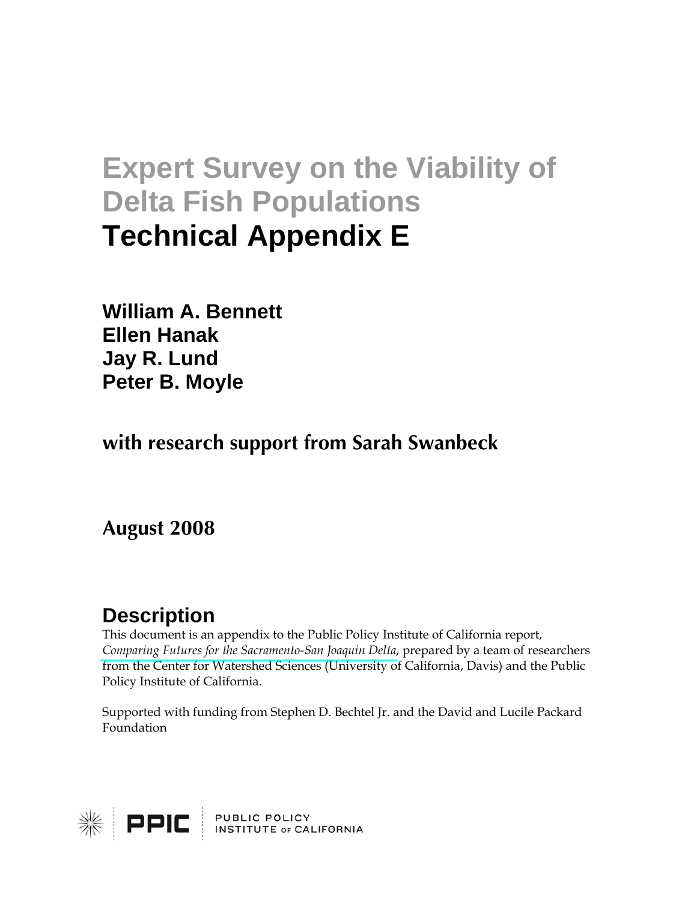# Expert Survey on the Viability of Delta Fish Populations

# Technical Appendix E

**William A. Bennett**
**Ellen Hanak**
**Jay R. Lund**
**Peter B. Moyle**

**with research support from Sarah Swanbeck**

**August 2008**

## Description

This document is an appendix to the Public Policy Institute of California report, *Comparing Futures for the Sacramento-San Joaquin Delta*, prepared by a team of researchers from the Center for Watershed Sciences (University of California, Davis) and the Public Policy Institute of California.

Supported with funding from Stephen D. Bechtel Jr. and the David and Lucile Packard Foundation

PPIC | PUBLIC POLICY INSTITUTE OF CALIFORNIA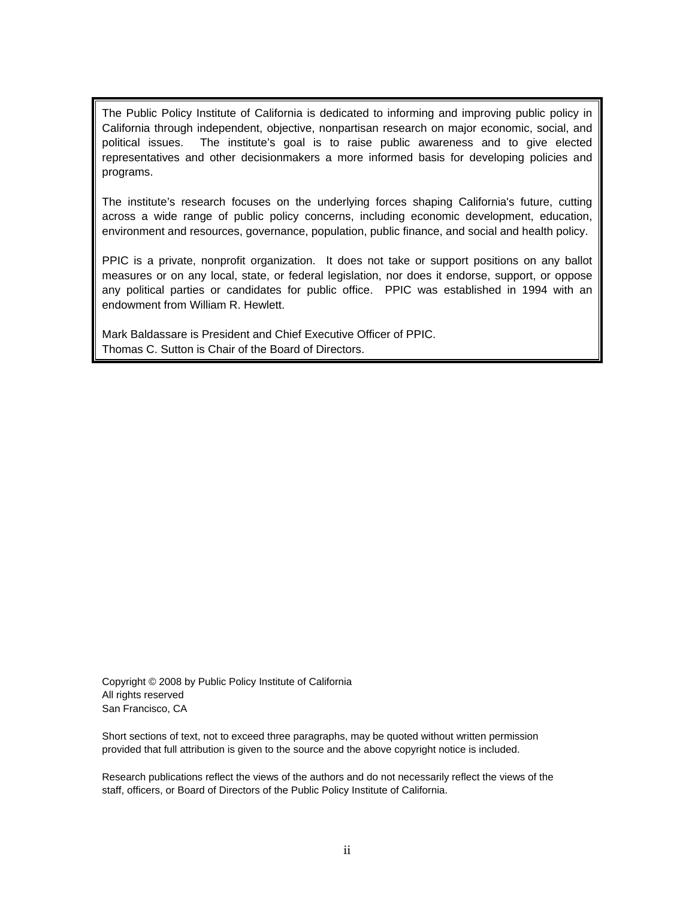The Public Policy Institute of California is dedicated to informing and improving public policy in California through independent, objective, nonpartisan research on major economic, social, and political issues. The institute's goal is to raise public awareness and to give elected representatives and other decisionmakers a more informed basis for developing policies and programs.

The institute's research focuses on the underlying forces shaping California's future, cutting across a wide range of public policy concerns, including economic development, education, environment and resources, governance, population, public finance, and social and health policy.

PPIC is a private, nonprofit organization. It does not take or support positions on any ballot measures or on any local, state, or federal legislation, nor does it endorse, support, or oppose any political parties or candidates for public office. PPIC was established in 1994 with an endowment from William R. Hewlett.

Mark Baldassare is President and Chief Executive Officer of PPIC.
Thomas C. Sutton is Chair of the Board of Directors.

Copyright © 2008 by Public Policy Institute of California
All rights reserved
San Francisco, CA

Short sections of text, not to exceed three paragraphs, may be quoted without written permission provided that full attribution is given to the source and the above copyright notice is included.

Research publications reflect the views of the authors and do not necessarily reflect the views of the staff, officers, or Board of Directors of the Public Policy Institute of California.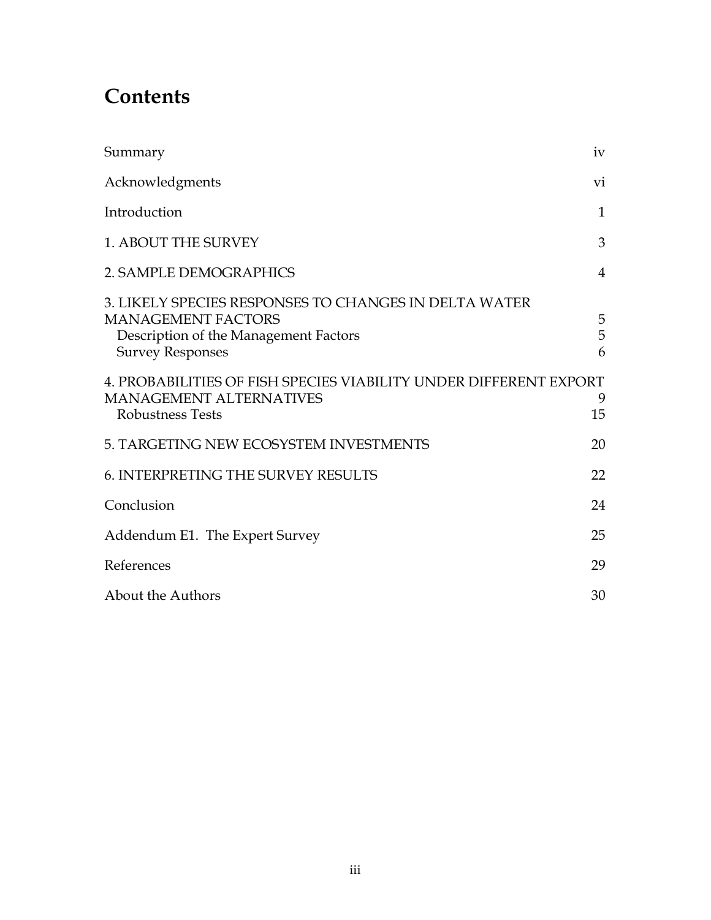# Contents

| | |
|---|---|
| Summary | iv |
| Acknowledgments | vi |
| Introduction | 1 |
| 1. ABOUT THE SURVEY | 3 |
| 2. SAMPLE DEMOGRAPHICS | 4 |
| 3. LIKELY SPECIES RESPONSES TO CHANGES IN DELTA WATER MANAGEMENT FACTORS | 5 |
| Description of the Management Factors | 5 |
| Survey Responses | 6 |
| 4. PROBABILITIES OF FISH SPECIES VIABILITY UNDER DIFFERENT EXPORT MANAGEMENT ALTERNATIVES | 9 |
| Robustness Tests | 15 |
| 5. TARGETING NEW ECOSYSTEM INVESTMENTS | 20 |
| 6. INTERPRETING THE SURVEY RESULTS | 22 |
| Conclusion | 24 |
| Addendum E1. The Expert Survey | 25 |
| References | 29 |
| About the Authors | 30 |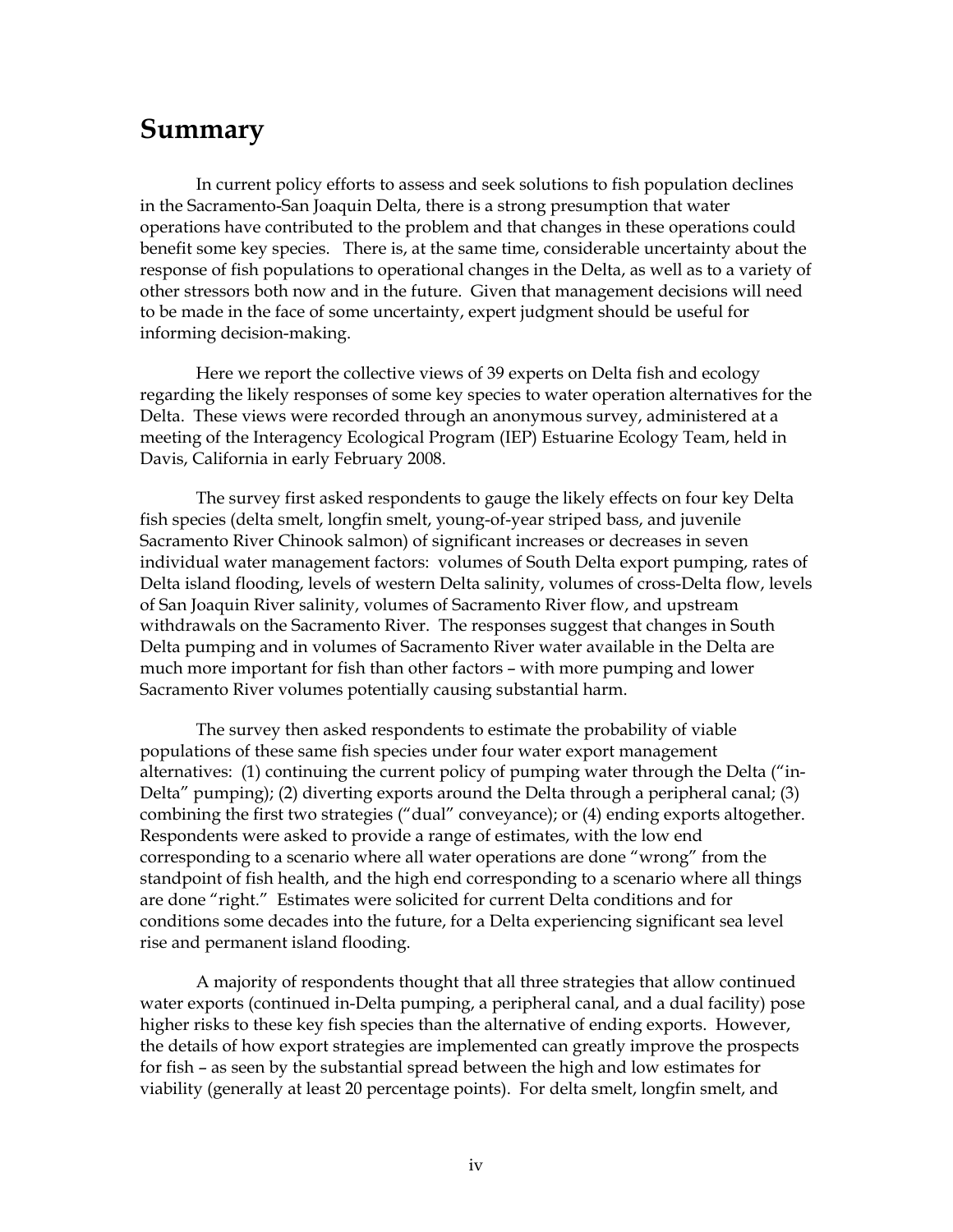# Summary

In current policy efforts to assess and seek solutions to fish population declines in the Sacramento-San Joaquin Delta, there is a strong presumption that water operations have contributed to the problem and that changes in these operations could benefit some key species. There is, at the same time, considerable uncertainty about the response of fish populations to operational changes in the Delta, as well as to a variety of other stressors both now and in the future. Given that management decisions will need to be made in the face of some uncertainty, expert judgment should be useful for informing decision-making.

Here we report the collective views of 39 experts on Delta fish and ecology regarding the likely responses of some key species to water operation alternatives for the Delta. These views were recorded through an anonymous survey, administered at a meeting of the Interagency Ecological Program (IEP) Estuarine Ecology Team, held in Davis, California in early February 2008.

The survey first asked respondents to gauge the likely effects on four key Delta fish species (delta smelt, longfin smelt, young-of-year striped bass, and juvenile Sacramento River Chinook salmon) of significant increases or decreases in seven individual water management factors: volumes of South Delta export pumping, rates of Delta island flooding, levels of western Delta salinity, volumes of cross-Delta flow, levels of San Joaquin River salinity, volumes of Sacramento River flow, and upstream withdrawals on the Sacramento River. The responses suggest that changes in South Delta pumping and in volumes of Sacramento River water available in the Delta are much more important for fish than other factors – with more pumping and lower Sacramento River volumes potentially causing substantial harm.

The survey then asked respondents to estimate the probability of viable populations of these same fish species under four water export management alternatives: (1) continuing the current policy of pumping water through the Delta ("in-Delta" pumping); (2) diverting exports around the Delta through a peripheral canal; (3) combining the first two strategies ("dual" conveyance); or (4) ending exports altogether. Respondents were asked to provide a range of estimates, with the low end corresponding to a scenario where all water operations are done "wrong" from the standpoint of fish health, and the high end corresponding to a scenario where all things are done "right." Estimates were solicited for current Delta conditions and for conditions some decades into the future, for a Delta experiencing significant sea level rise and permanent island flooding.

A majority of respondents thought that all three strategies that allow continued water exports (continued in-Delta pumping, a peripheral canal, and a dual facility) pose higher risks to these key fish species than the alternative of ending exports. However, the details of how export strategies are implemented can greatly improve the prospects for fish – as seen by the substantial spread between the high and low estimates for viability (generally at least 20 percentage points). For delta smelt, longfin smelt, and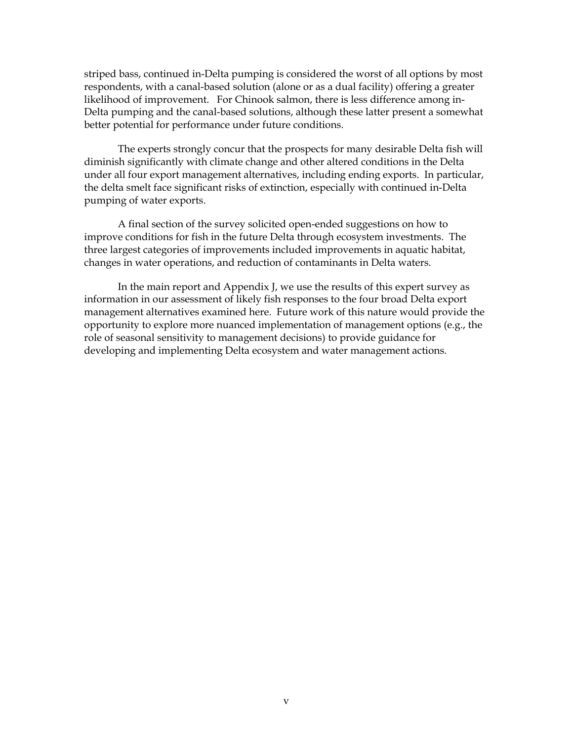striped bass, continued in-Delta pumping is considered the worst of all options by most respondents, with a canal-based solution (alone or as a dual facility) offering a greater likelihood of improvement. For Chinook salmon, there is less difference among in-Delta pumping and the canal-based solutions, although these latter present a somewhat better potential for performance under future conditions.

The experts strongly concur that the prospects for many desirable Delta fish will diminish significantly with climate change and other altered conditions in the Delta under all four export management alternatives, including ending exports. In particular, the delta smelt face significant risks of extinction, especially with continued in-Delta pumping of water exports.

A final section of the survey solicited open-ended suggestions on how to improve conditions for fish in the future Delta through ecosystem investments. The three largest categories of improvements included improvements in aquatic habitat, changes in water operations, and reduction of contaminants in Delta waters.

In the main report and Appendix J, we use the results of this expert survey as information in our assessment of likely fish responses to the four broad Delta export management alternatives examined here. Future work of this nature would provide the opportunity to explore more nuanced implementation of management options (e.g., the role of seasonal sensitivity to management decisions) to provide guidance for developing and implementing Delta ecosystem and water management actions.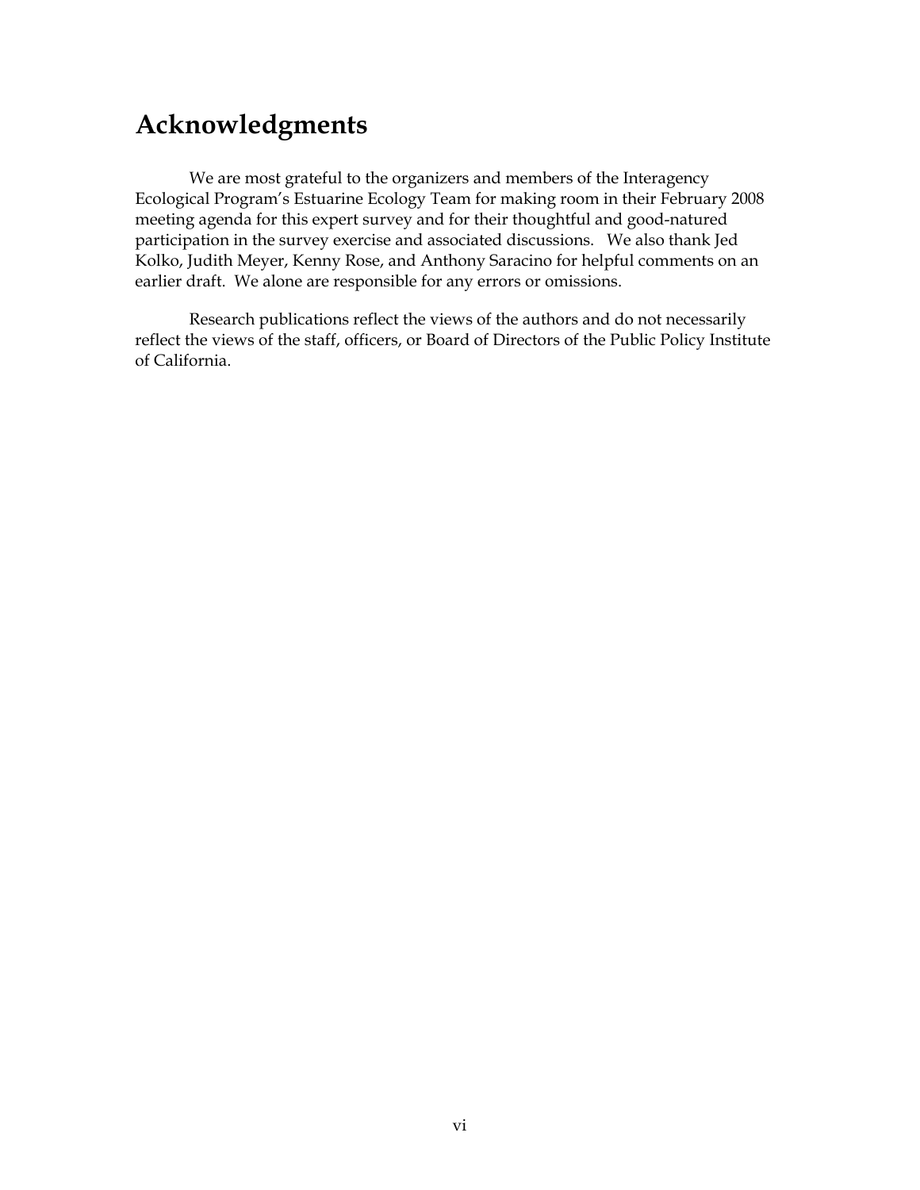# Acknowledgments

We are most grateful to the organizers and members of the Interagency Ecological Program's Estuarine Ecology Team for making room in their February 2008 meeting agenda for this expert survey and for their thoughtful and good-natured participation in the survey exercise and associated discussions. We also thank Jed Kolko, Judith Meyer, Kenny Rose, and Anthony Saracino for helpful comments on an earlier draft. We alone are responsible for any errors or omissions.

Research publications reflect the views of the authors and do not necessarily reflect the views of the staff, officers, or Board of Directors of the Public Policy Institute of California.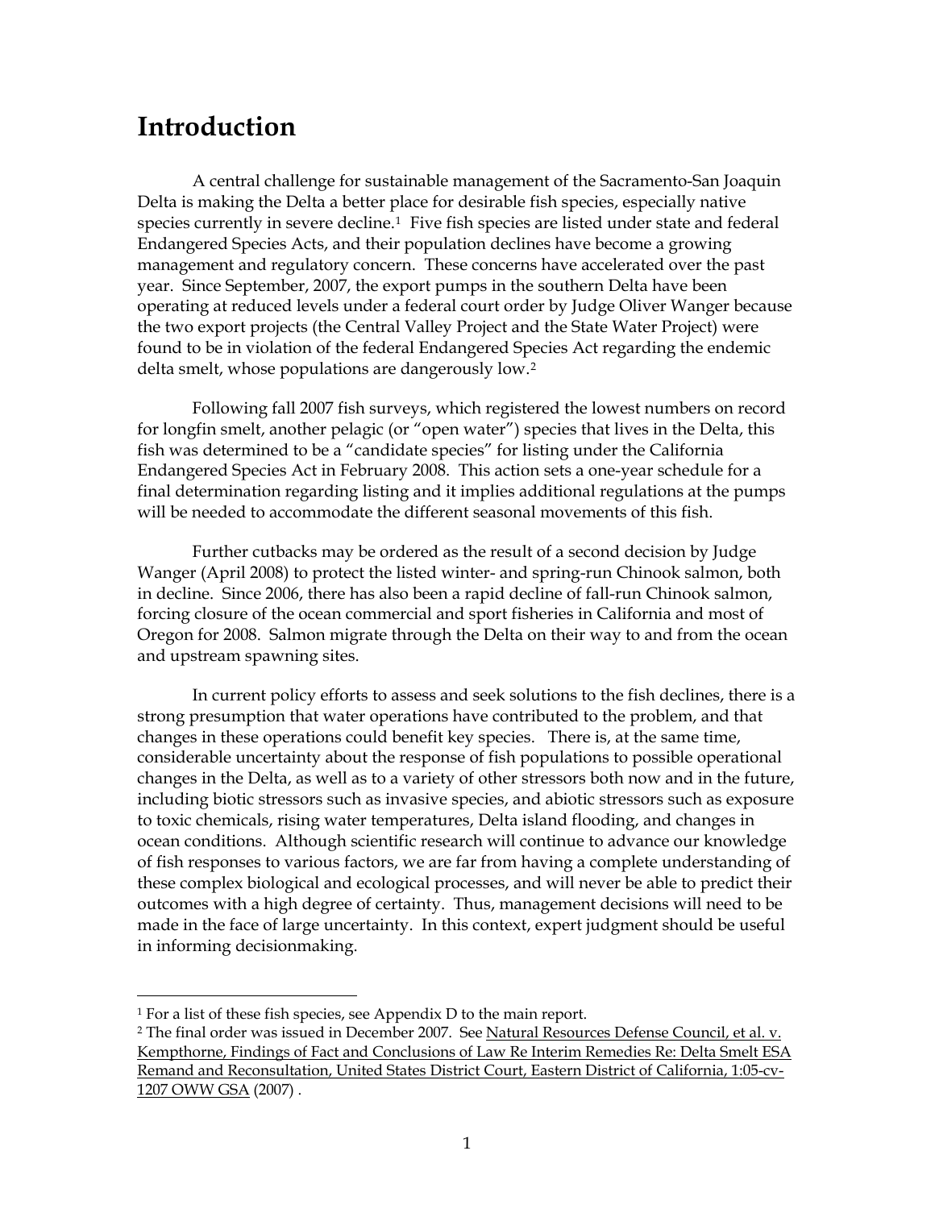# Introduction

A central challenge for sustainable management of the Sacramento-San Joaquin Delta is making the Delta a better place for desirable fish species, especially native species currently in severe decline.[1] Five fish species are listed under state and federal Endangered Species Acts, and their population declines have become a growing management and regulatory concern. These concerns have accelerated over the past year. Since September, 2007, the export pumps in the southern Delta have been operating at reduced levels under a federal court order by Judge Oliver Wanger because the two export projects (the Central Valley Project and the State Water Project) were found to be in violation of the federal Endangered Species Act regarding the endemic delta smelt, whose populations are dangerously low.[2]

Following fall 2007 fish surveys, which registered the lowest numbers on record for longfin smelt, another pelagic (or "open water") species that lives in the Delta, this fish was determined to be a "candidate species" for listing under the California Endangered Species Act in February 2008. This action sets a one-year schedule for a final determination regarding listing and it implies additional regulations at the pumps will be needed to accommodate the different seasonal movements of this fish.

Further cutbacks may be ordered as the result of a second decision by Judge Wanger (April 2008) to protect the listed winter- and spring-run Chinook salmon, both in decline. Since 2006, there has also been a rapid decline of fall-run Chinook salmon, forcing closure of the ocean commercial and sport fisheries in California and most of Oregon for 2008. Salmon migrate through the Delta on their way to and from the ocean and upstream spawning sites.

In current policy efforts to assess and seek solutions to the fish declines, there is a strong presumption that water operations have contributed to the problem, and that changes in these operations could benefit key species. There is, at the same time, considerable uncertainty about the response of fish populations to possible operational changes in the Delta, as well as to a variety of other stressors both now and in the future, including biotic stressors such as invasive species, and abiotic stressors such as exposure to toxic chemicals, rising water temperatures, Delta island flooding, and changes in ocean conditions. Although scientific research will continue to advance our knowledge of fish responses to various factors, we are far from having a complete understanding of these complex biological and ecological processes, and will never be able to predict their outcomes with a high degree of certainty. Thus, management decisions will need to be made in the face of large uncertainty. In this context, expert judgment should be useful in informing decisionmaking.

---

[1] For a list of these fish species, see Appendix D to the main report.

[2] The final order was issued in December 2007. See Natural Resources Defense Council, et al. v. Kempthorne, Findings of Fact and Conclusions of Law Re Interim Remedies Re: Delta Smelt ESA Remand and Reconsultation, United States District Court, Eastern District of California, 1:05-cv-1207 OWW GSA (2007) .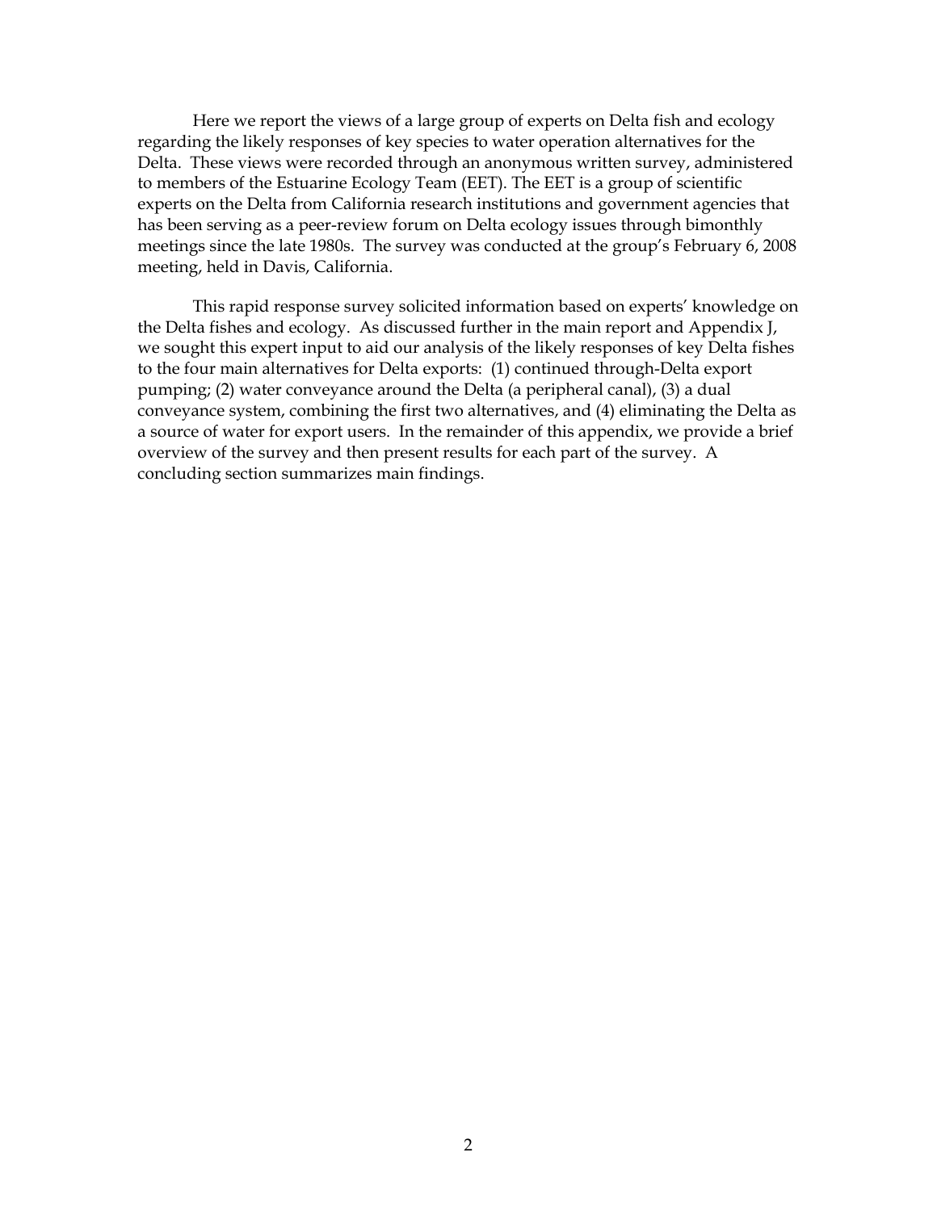Here we report the views of a large group of experts on Delta fish and ecology regarding the likely responses of key species to water operation alternatives for the Delta. These views were recorded through an anonymous written survey, administered to members of the Estuarine Ecology Team (EET). The EET is a group of scientific experts on the Delta from California research institutions and government agencies that has been serving as a peer-review forum on Delta ecology issues through bimonthly meetings since the late 1980s. The survey was conducted at the group's February 6, 2008 meeting, held in Davis, California.

This rapid response survey solicited information based on experts' knowledge on the Delta fishes and ecology. As discussed further in the main report and Appendix J, we sought this expert input to aid our analysis of the likely responses of key Delta fishes to the four main alternatives for Delta exports: (1) continued through-Delta export pumping; (2) water conveyance around the Delta (a peripheral canal), (3) a dual conveyance system, combining the first two alternatives, and (4) eliminating the Delta as a source of water for export users. In the remainder of this appendix, we provide a brief overview of the survey and then present results for each part of the survey. A concluding section summarizes main findings.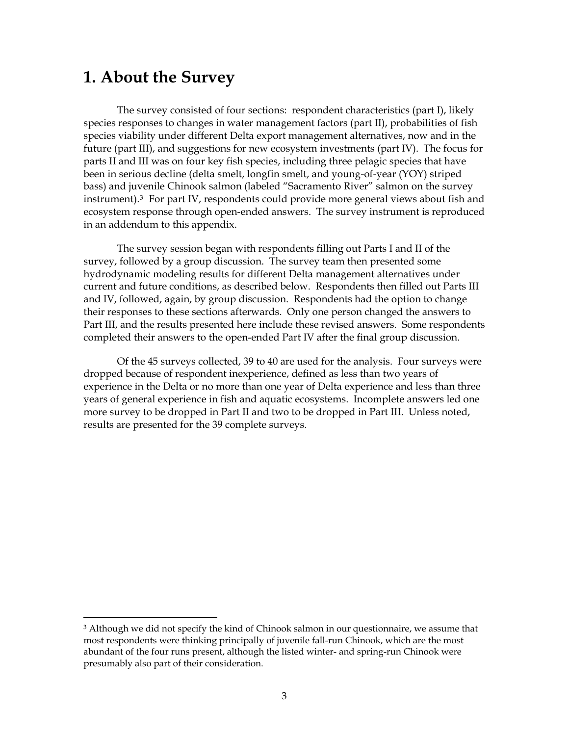# 1. About the Survey

The survey consisted of four sections: respondent characteristics (part I), likely species responses to changes in water management factors (part II), probabilities of fish species viability under different Delta export management alternatives, now and in the future (part III), and suggestions for new ecosystem investments (part IV). The focus for parts II and III was on four key fish species, including three pelagic species that have been in serious decline (delta smelt, longfin smelt, and young-of-year (YOY) striped bass) and juvenile Chinook salmon (labeled "Sacramento River" salmon on the survey instrument).[3] For part IV, respondents could provide more general views about fish and ecosystem response through open-ended answers. The survey instrument is reproduced in an addendum to this appendix.

The survey session began with respondents filling out Parts I and II of the survey, followed by a group discussion. The survey team then presented some hydrodynamic modeling results for different Delta management alternatives under current and future conditions, as described below. Respondents then filled out Parts III and IV, followed, again, by group discussion. Respondents had the option to change their responses to these sections afterwards. Only one person changed the answers to Part III, and the results presented here include these revised answers. Some respondents completed their answers to the open-ended Part IV after the final group discussion.

Of the 45 surveys collected, 39 to 40 are used for the analysis. Four surveys were dropped because of respondent inexperience, defined as less than two years of experience in the Delta or no more than one year of Delta experience and less than three years of general experience in fish and aquatic ecosystems. Incomplete answers led one more survey to be dropped in Part II and two to be dropped in Part III. Unless noted, results are presented for the 39 complete surveys.

[3] Although we did not specify the kind of Chinook salmon in our questionnaire, we assume that most respondents were thinking principally of juvenile fall-run Chinook, which are the most abundant of the four runs present, although the listed winter- and spring-run Chinook were presumably also part of their consideration.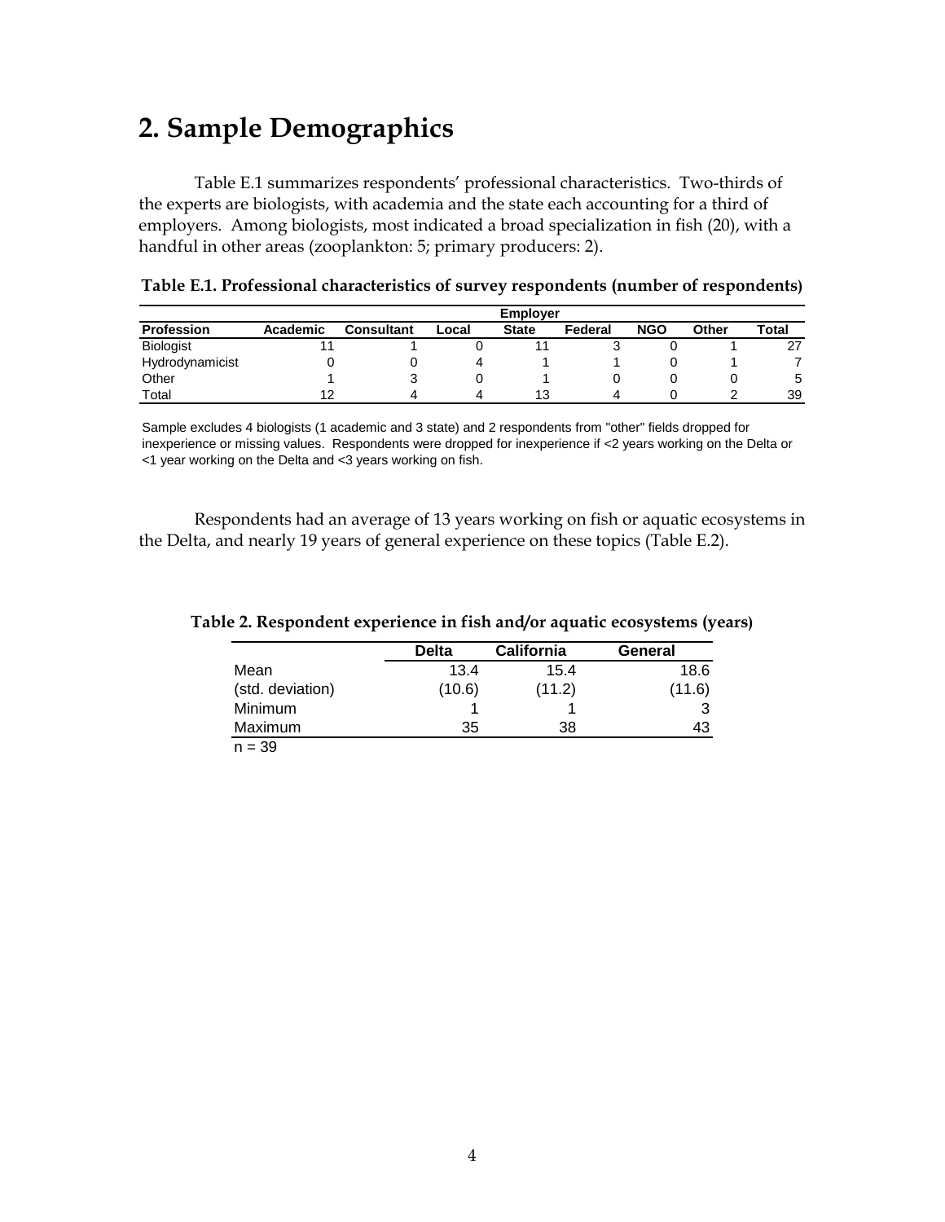## 2. Sample Demographics

Table E.1 summarizes respondents' professional characteristics. Two-thirds of the experts are biologists, with academia and the state each accounting for a third of employers. Among biologists, most indicated a broad specialization in fish (20), with a handful in other areas (zooplankton: 5; primary producers: 2).

**Table E.1. Professional characteristics of survey respondents (number of respondents)**

| | Employer | | | | | | | |
|---|---|---|---|---|---|---|---|---|
| **Profession** | **Academic** | **Consultant** | **Local** | **State** | **Federal** | **NGO** | **Other** | **Total** |
| Biologist | 11 | 1 | 0 | 11 | 3 | 0 | 1 | 27 |
| Hydrodynamicist | 0 | 0 | 4 | 1 | 1 | 0 | 1 | 7 |
| Other | 1 | 3 | 0 | 1 | 0 | 0 | 0 | 5 |
| Total | 12 | 4 | 4 | 13 | 4 | 0 | 2 | 39 |

Sample excludes 4 biologists (1 academic and 3 state) and 2 respondents from "other" fields dropped for inexperience or missing values. Respondents were dropped for inexperience if <2 years working on the Delta or <1 year working on the Delta and <3 years working on fish.

Respondents had an average of 13 years working on fish or aquatic ecosystems in the Delta, and nearly 19 years of general experience on these topics (Table E.2).

**Table 2. Respondent experience in fish and/or aquatic ecosystems (years)**

| | Delta | California | General |
|---|---|---|---|
| Mean | 13.4 | 15.4 | 18.6 |
| (std. deviation) | (10.6) | (11.2) | (11.6) |
| Minimum | 1 | 1 | 3 |
| Maximum | 35 | 38 | 43 |

n = 39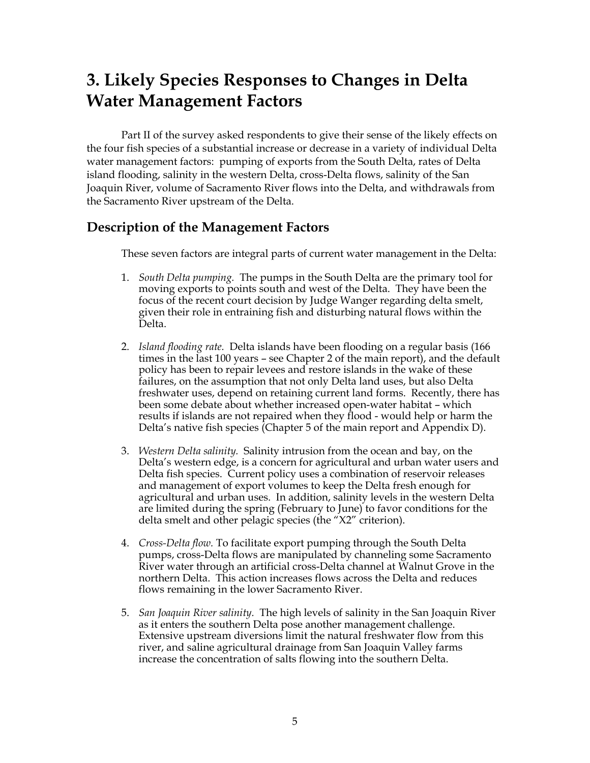# 3. Likely Species Responses to Changes in Delta Water Management Factors

Part II of the survey asked respondents to give their sense of the likely effects on the four fish species of a substantial increase or decrease in a variety of individual Delta water management factors: pumping of exports from the South Delta, rates of Delta island flooding, salinity in the western Delta, cross-Delta flows, salinity of the San Joaquin River, volume of Sacramento River flows into the Delta, and withdrawals from the Sacramento River upstream of the Delta.

## Description of the Management Factors

These seven factors are integral parts of current water management in the Delta:

1. *South Delta pumping.* The pumps in the South Delta are the primary tool for moving exports to points south and west of the Delta. They have been the focus of the recent court decision by Judge Wanger regarding delta smelt, given their role in entraining fish and disturbing natural flows within the Delta.

2. *Island flooding rate.* Delta islands have been flooding on a regular basis (166 times in the last 100 years – see Chapter 2 of the main report), and the default policy has been to repair levees and restore islands in the wake of these failures, on the assumption that not only Delta land uses, but also Delta freshwater uses, depend on retaining current land forms. Recently, there has been some debate about whether increased open-water habitat – which results if islands are not repaired when they flood - would help or harm the Delta's native fish species (Chapter 5 of the main report and Appendix D).

3. *Western Delta salinity.* Salinity intrusion from the ocean and bay, on the Delta's western edge, is a concern for agricultural and urban water users and Delta fish species. Current policy uses a combination of reservoir releases and management of export volumes to keep the Delta fresh enough for agricultural and urban uses. In addition, salinity levels in the western Delta are limited during the spring (February to June) to favor conditions for the delta smelt and other pelagic species (the "X2" criterion).

4. *Cross-Delta flow.* To facilitate export pumping through the South Delta pumps, cross-Delta flows are manipulated by channeling some Sacramento River water through an artificial cross-Delta channel at Walnut Grove in the northern Delta. This action increases flows across the Delta and reduces flows remaining in the lower Sacramento River.

5. *San Joaquin River salinity.* The high levels of salinity in the San Joaquin River as it enters the southern Delta pose another management challenge. Extensive upstream diversions limit the natural freshwater flow from this river, and saline agricultural drainage from San Joaquin Valley farms increase the concentration of salts flowing into the southern Delta.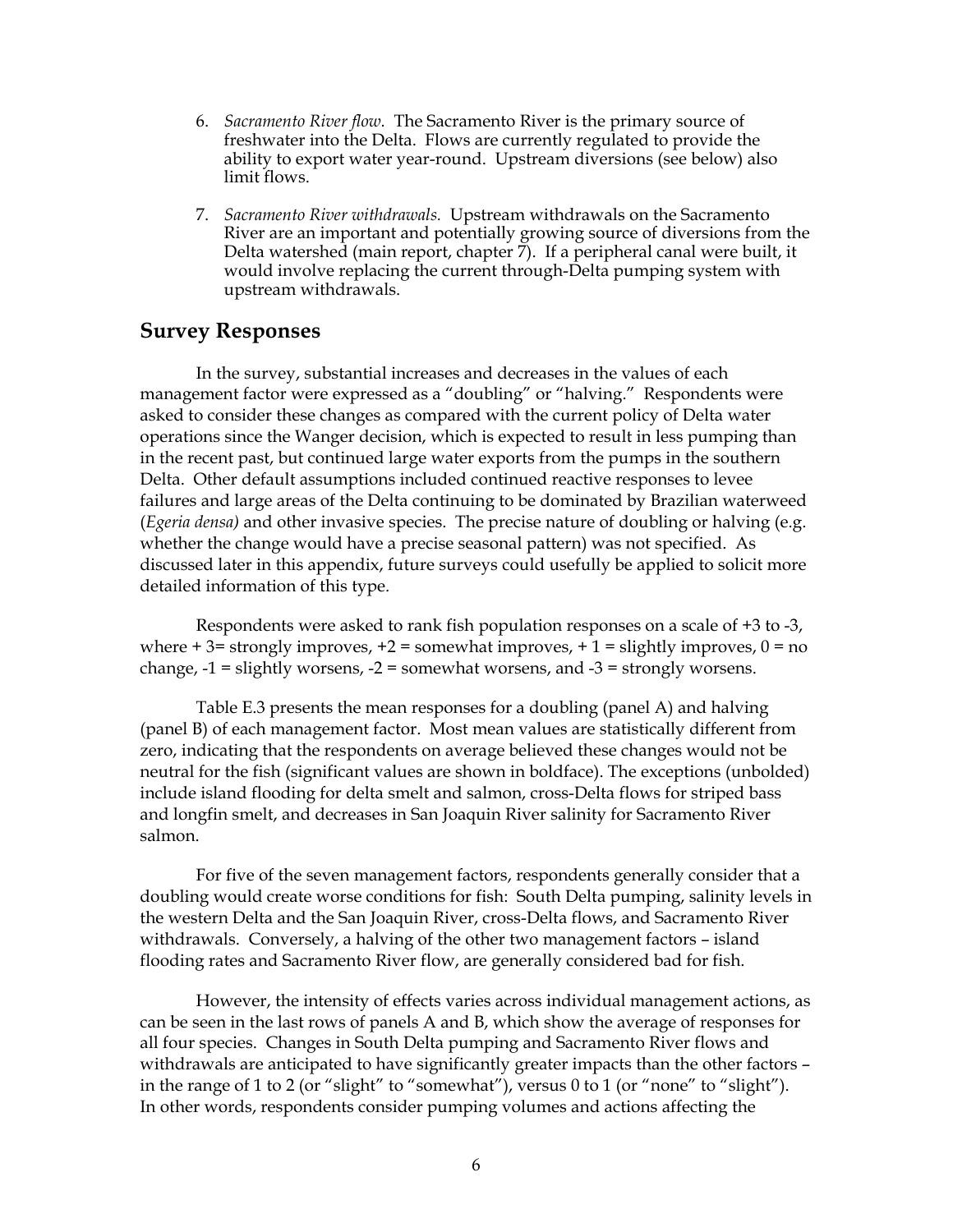6. *Sacramento River flow.* The Sacramento River is the primary source of freshwater into the Delta. Flows are currently regulated to provide the ability to export water year-round. Upstream diversions (see below) also limit flows.

7. *Sacramento River withdrawals.* Upstream withdrawals on the Sacramento River are an important and potentially growing source of diversions from the Delta watershed (main report, chapter 7). If a peripheral canal were built, it would involve replacing the current through-Delta pumping system with upstream withdrawals.

## Survey Responses

In the survey, substantial increases and decreases in the values of each management factor were expressed as a "doubling" or "halving." Respondents were asked to consider these changes as compared with the current policy of Delta water operations since the Wanger decision, which is expected to result in less pumping than in the recent past, but continued large water exports from the pumps in the southern Delta. Other default assumptions included continued reactive responses to levee failures and large areas of the Delta continuing to be dominated by Brazilian waterweed (*Egeria densa)* and other invasive species. The precise nature of doubling or halving (e.g. whether the change would have a precise seasonal pattern) was not specified. As discussed later in this appendix, future surveys could usefully be applied to solicit more detailed information of this type.

Respondents were asked to rank fish population responses on a scale of +3 to -3, where + 3= strongly improves, +2 = somewhat improves, + 1 = slightly improves, 0 = no change, -1 = slightly worsens, -2 = somewhat worsens, and -3 = strongly worsens.

Table E.3 presents the mean responses for a doubling (panel A) and halving (panel B) of each management factor. Most mean values are statistically different from zero, indicating that the respondents on average believed these changes would not be neutral for the fish (significant values are shown in boldface). The exceptions (unbolded) include island flooding for delta smelt and salmon, cross-Delta flows for striped bass and longfin smelt, and decreases in San Joaquin River salinity for Sacramento River salmon.

For five of the seven management factors, respondents generally consider that a doubling would create worse conditions for fish: South Delta pumping, salinity levels in the western Delta and the San Joaquin River, cross-Delta flows, and Sacramento River withdrawals. Conversely, a halving of the other two management factors – island flooding rates and Sacramento River flow, are generally considered bad for fish.

However, the intensity of effects varies across individual management actions, as can be seen in the last rows of panels A and B, which show the average of responses for all four species. Changes in South Delta pumping and Sacramento River flows and withdrawals are anticipated to have significantly greater impacts than the other factors – in the range of 1 to 2 (or "slight" to "somewhat"), versus 0 to 1 (or "none" to "slight"). In other words, respondents consider pumping volumes and actions affecting the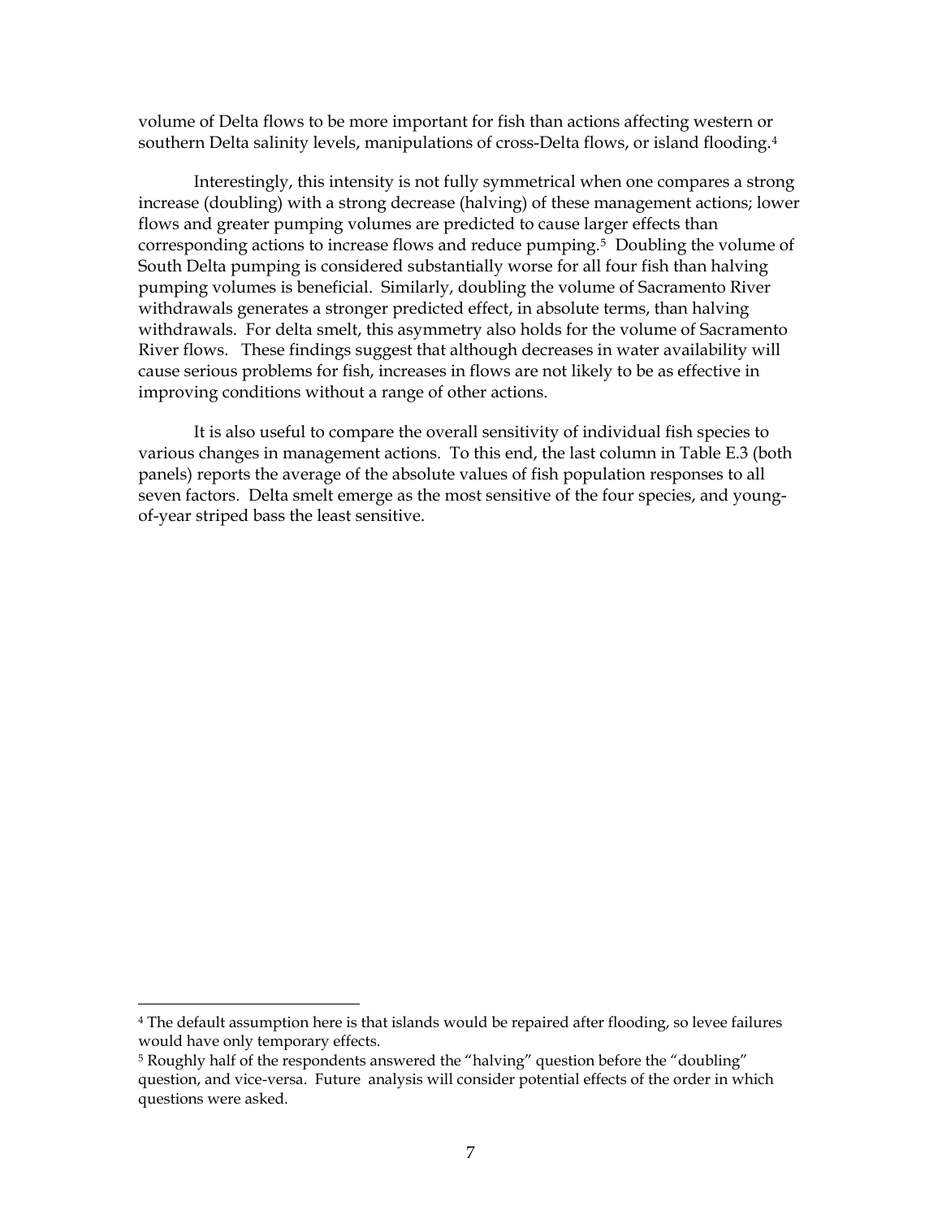volume of Delta flows to be more important for fish than actions affecting western or southern Delta salinity levels, manipulations of cross-Delta flows, or island flooding.[4]

Interestingly, this intensity is not fully symmetrical when one compares a strong increase (doubling) with a strong decrease (halving) of these management actions; lower flows and greater pumping volumes are predicted to cause larger effects than corresponding actions to increase flows and reduce pumping.[5] Doubling the volume of South Delta pumping is considered substantially worse for all four fish than halving pumping volumes is beneficial. Similarly, doubling the volume of Sacramento River withdrawals generates a stronger predicted effect, in absolute terms, than halving withdrawals. For delta smelt, this asymmetry also holds for the volume of Sacramento River flows. These findings suggest that although decreases in water availability will cause serious problems for fish, increases in flows are not likely to be as effective in improving conditions without a range of other actions.

It is also useful to compare the overall sensitivity of individual fish species to various changes in management actions. To this end, the last column in Table E.3 (both panels) reports the average of the absolute values of fish population responses to all seven factors. Delta smelt emerge as the most sensitive of the four species, and young-of-year striped bass the least sensitive.

[4] The default assumption here is that islands would be repaired after flooding, so levee failures would have only temporary effects.

[5] Roughly half of the respondents answered the "halving" question before the "doubling" question, and vice-versa. Future analysis will consider potential effects of the order in which questions were asked.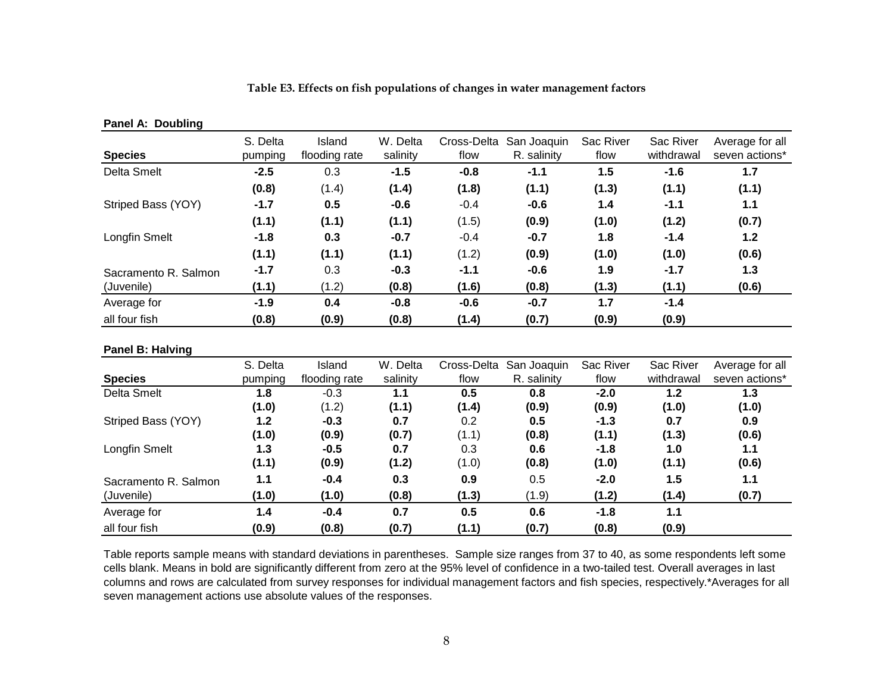**Table E3. Effects on fish populations of changes in water management factors**

**Panel A: Doubling**

| Species | S. Delta pumping | Island flooding rate | W. Delta salinity | Cross-Delta flow | San Joaquin R. salinity | Sac River flow | Sac River withdrawal | Average for all seven actions* |
|---|---|---|---|---|---|---|---|---|
| Delta Smelt | **-2.5** | 0.3 | **-1.5** | **-0.8** | **-1.1** | **1.5** | **-1.6** | **1.7** |
| | **(0.8)** | (1.4) | **(1.4)** | **(1.8)** | **(1.1)** | **(1.3)** | **(1.1)** | **(1.1)** |
| Striped Bass (YOY) | **-1.7** | **0.5** | **-0.6** | -0.4 | **-0.6** | **1.4** | **-1.1** | **1.1** |
| | **(1.1)** | **(1.1)** | **(1.1)** | (1.5) | **(0.9)** | **(1.0)** | **(1.2)** | **(0.7)** |
| Longfin Smelt | **-1.8** | **0.3** | **-0.7** | -0.4 | **-0.7** | **1.8** | **-1.4** | **1.2** |
| | **(1.1)** | **(1.1)** | **(1.1)** | (1.2) | **(0.9)** | **(1.0)** | **(1.0)** | **(0.6)** |
| Sacramento R. Salmon (Juvenile) | **-1.7** | 0.3 | **-0.3** | **-1.1** | **-0.6** | **1.9** | **-1.7** | **1.3** |
| | **(1.1)** | (1.2) | **(0.8)** | **(1.6)** | **(0.8)** | **(1.3)** | **(1.1)** | **(0.6)** |
| Average for all four fish | **-1.9** | **0.4** | **-0.8** | **-0.6** | **-0.7** | **1.7** | **-1.4** | |
| | **(0.8)** | **(0.9)** | **(0.8)** | **(1.4)** | **(0.7)** | **(0.9)** | **(0.9)** | |

**Panel B: Halving**

| Species | S. Delta pumping | Island flooding rate | W. Delta salinity | Cross-Delta flow | San Joaquin R. salinity | Sac River flow | Sac River withdrawal | Average for all seven actions* |
|---|---|---|---|---|---|---|---|---|
| Delta Smelt | **1.8** | -0.3 | **1.1** | **0.5** | **0.8** | **-2.0** | **1.2** | **1.3** |
| | **(1.0)** | (1.2) | **(1.1)** | **(1.4)** | **(0.9)** | **(0.9)** | **(1.0)** | **(1.0)** |
| Striped Bass (YOY) | **1.2** | **-0.3** | **0.7** | 0.2 | **0.5** | **-1.3** | **0.7** | **0.9** |
| | **(1.0)** | **(0.9)** | **(0.7)** | (1.1) | **(0.8)** | **(1.1)** | **(1.3)** | **(0.6)** |
| Longfin Smelt | **1.3** | **-0.5** | **0.7** | 0.3 | **0.6** | **-1.8** | **1.0** | **1.1** |
| | **(1.1)** | **(0.9)** | **(1.2)** | (1.0) | **(0.8)** | **(1.0)** | **(1.1)** | **(0.6)** |
| Sacramento R. Salmon (Juvenile) | **1.1** | **-0.4** | **0.3** | **0.9** | 0.5 | **-2.0** | **1.5** | **1.1** |
| | **(1.0)** | **(1.0)** | **(0.8)** | **(1.3)** | (1.9) | **(1.2)** | **(1.4)** | **(0.7)** |
| Average for all four fish | **1.4** | **-0.4** | **0.7** | **0.5** | **0.6** | **-1.8** | **1.1** | |
| | **(0.9)** | **(0.8)** | **(0.7)** | **(1.1)** | **(0.7)** | **(0.8)** | **(0.9)** | |

Table reports sample means with standard deviations in parentheses. Sample size ranges from 37 to 40, as some respondents left some cells blank. Means in bold are significantly different from zero at the 95% level of confidence in a two-tailed test. Overall averages in last columns and rows are calculated from survey responses for individual management factors and fish species, respectively.*Averages for all seven management actions use absolute values of the responses.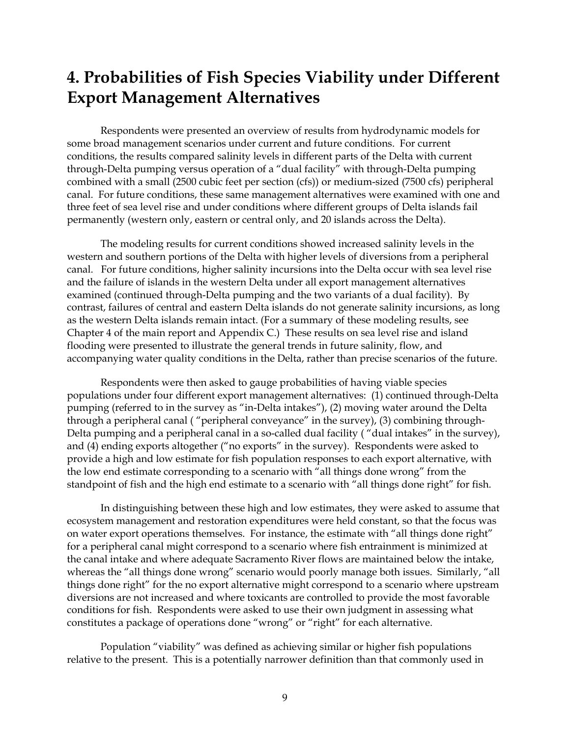# 4. Probabilities of Fish Species Viability under Different Export Management Alternatives

Respondents were presented an overview of results from hydrodynamic models for some broad management scenarios under current and future conditions. For current conditions, the results compared salinity levels in different parts of the Delta with current through-Delta pumping versus operation of a "dual facility" with through-Delta pumping combined with a small (2500 cubic feet per section (cfs)) or medium-sized (7500 cfs) peripheral canal. For future conditions, these same management alternatives were examined with one and three feet of sea level rise and under conditions where different groups of Delta islands fail permanently (western only, eastern or central only, and 20 islands across the Delta).

The modeling results for current conditions showed increased salinity levels in the western and southern portions of the Delta with higher levels of diversions from a peripheral canal. For future conditions, higher salinity incursions into the Delta occur with sea level rise and the failure of islands in the western Delta under all export management alternatives examined (continued through-Delta pumping and the two variants of a dual facility). By contrast, failures of central and eastern Delta islands do not generate salinity incursions, as long as the western Delta islands remain intact. (For a summary of these modeling results, see Chapter 4 of the main report and Appendix C.) These results on sea level rise and island flooding were presented to illustrate the general trends in future salinity, flow, and accompanying water quality conditions in the Delta, rather than precise scenarios of the future.

Respondents were then asked to gauge probabilities of having viable species populations under four different export management alternatives: (1) continued through-Delta pumping (referred to in the survey as "in-Delta intakes"), (2) moving water around the Delta through a peripheral canal ( "peripheral conveyance" in the survey), (3) combining through-Delta pumping and a peripheral canal in a so-called dual facility ( "dual intakes" in the survey), and (4) ending exports altogether ("no exports" in the survey). Respondents were asked to provide a high and low estimate for fish population responses to each export alternative, with the low end estimate corresponding to a scenario with "all things done wrong" from the standpoint of fish and the high end estimate to a scenario with "all things done right" for fish.

In distinguishing between these high and low estimates, they were asked to assume that ecosystem management and restoration expenditures were held constant, so that the focus was on water export operations themselves. For instance, the estimate with "all things done right" for a peripheral canal might correspond to a scenario where fish entrainment is minimized at the canal intake and where adequate Sacramento River flows are maintained below the intake, whereas the "all things done wrong" scenario would poorly manage both issues. Similarly, "all things done right" for the no export alternative might correspond to a scenario where upstream diversions are not increased and where toxicants are controlled to provide the most favorable conditions for fish. Respondents were asked to use their own judgment in assessing what constitutes a package of operations done "wrong" or "right" for each alternative.

Population "viability" was defined as achieving similar or higher fish populations relative to the present. This is a potentially narrower definition than that commonly used in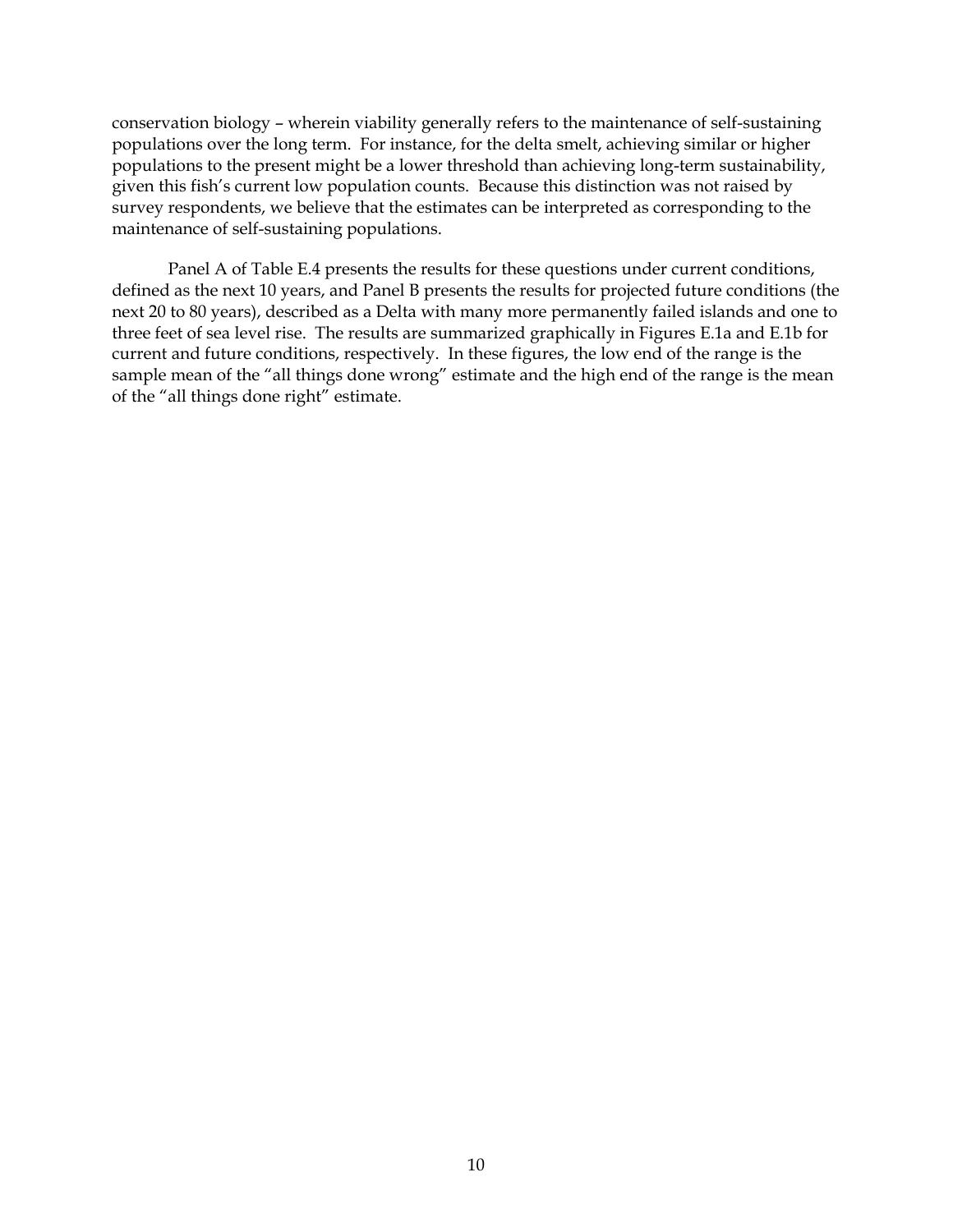conservation biology – wherein viability generally refers to the maintenance of self-sustaining populations over the long term. For instance, for the delta smelt, achieving similar or higher populations to the present might be a lower threshold than achieving long-term sustainability, given this fish's current low population counts. Because this distinction was not raised by survey respondents, we believe that the estimates can be interpreted as corresponding to the maintenance of self-sustaining populations.

Panel A of Table E.4 presents the results for these questions under current conditions, defined as the next 10 years, and Panel B presents the results for projected future conditions (the next 20 to 80 years), described as a Delta with many more permanently failed islands and one to three feet of sea level rise. The results are summarized graphically in Figures E.1a and E.1b for current and future conditions, respectively. In these figures, the low end of the range is the sample mean of the "all things done wrong" estimate and the high end of the range is the mean of the "all things done right" estimate.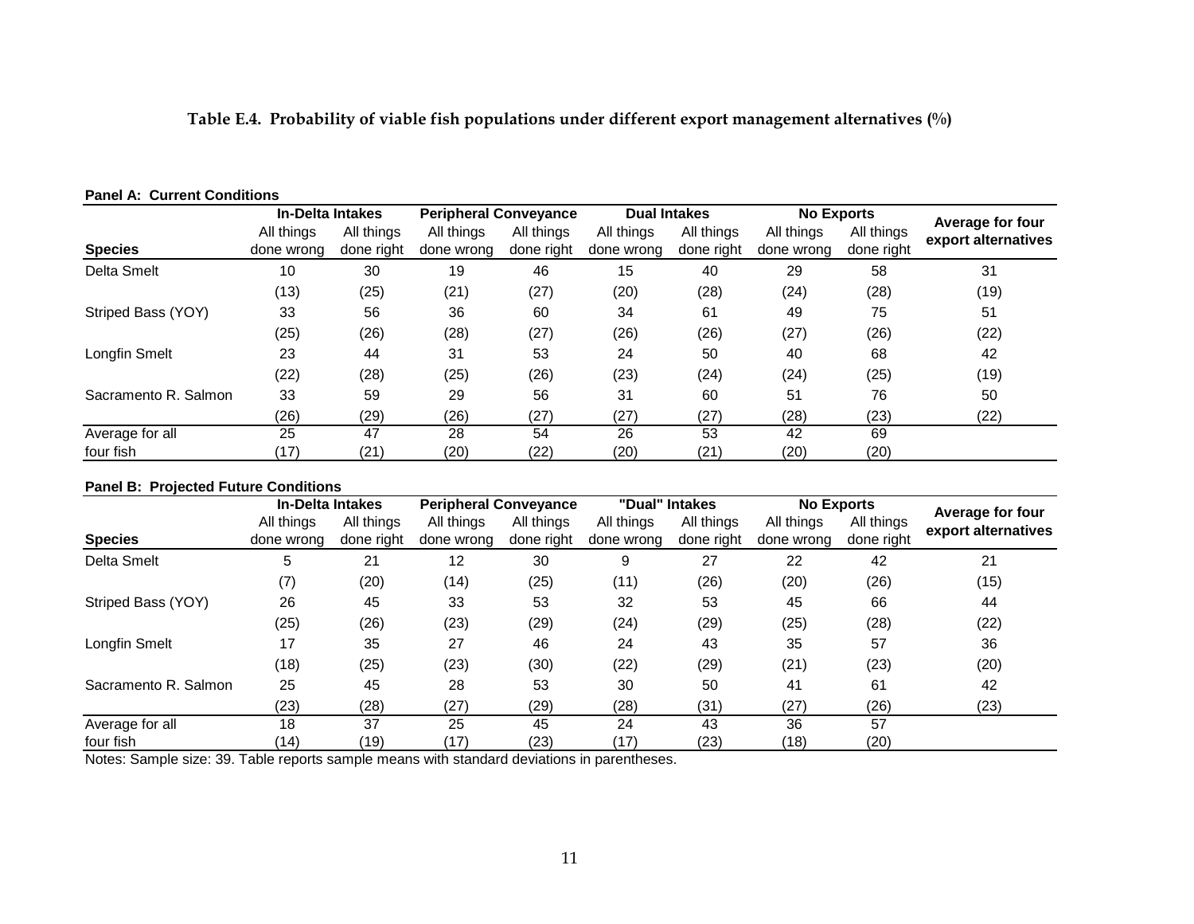**Table E.4. Probability of viable fish populations under different export management alternatives (%)**

**Panel A: Current Conditions**

| | In-Delta Intakes | | Peripheral Conveyance | | Dual Intakes | | No Exports | | Average for four export alternatives |
|---|---|---|---|---|---|---|---|---|---|
| **Species** | All things done wrong | All things done right | All things done wrong | All things done right | All things done wrong | All things done right | All things done wrong | All things done right | |
| Delta Smelt | 10 | 30 | 19 | 46 | 15 | 40 | 29 | 58 | 31 |
| | (13) | (25) | (21) | (27) | (20) | (28) | (24) | (28) | (19) |
| Striped Bass (YOY) | 33 | 56 | 36 | 60 | 34 | 61 | 49 | 75 | 51 |
| | (25) | (26) | (28) | (27) | (26) | (26) | (27) | (26) | (22) |
| Longfin Smelt | 23 | 44 | 31 | 53 | 24 | 50 | 40 | 68 | 42 |
| | (22) | (28) | (25) | (26) | (23) | (24) | (24) | (25) | (19) |
| Sacramento R. Salmon | 33 | 59 | 29 | 56 | 31 | 60 | 51 | 76 | 50 |
| | (26) | (29) | (26) | (27) | (27) | (27) | (28) | (23) | (22) |
| Average for all four fish | 25 | 47 | 28 | 54 | 26 | 53 | 42 | 69 | |
| | (17) | (21) | (20) | (22) | (20) | (21) | (20) | (20) | |

**Panel B: Projected Future Conditions**

| | In-Delta Intakes | | Peripheral Conveyance | | "Dual" Intakes | | No Exports | | Average for four export alternatives |
|---|---|---|---|---|---|---|---|---|---|
| **Species** | All things done wrong | All things done right | All things done wrong | All things done right | All things done wrong | All things done right | All things done wrong | All things done right | |
| Delta Smelt | 5 | 21 | 12 | 30 | 9 | 27 | 22 | 42 | 21 |
| | (7) | (20) | (14) | (25) | (11) | (26) | (20) | (26) | (15) |
| Striped Bass (YOY) | 26 | 45 | 33 | 53 | 32 | 53 | 45 | 66 | 44 |
| | (25) | (26) | (23) | (29) | (24) | (29) | (25) | (28) | (22) |
| Longfin Smelt | 17 | 35 | 27 | 46 | 24 | 43 | 35 | 57 | 36 |
| | (18) | (25) | (23) | (30) | (22) | (29) | (21) | (23) | (20) |
| Sacramento R. Salmon | 25 | 45 | 28 | 53 | 30 | 50 | 41 | 61 | 42 |
| | (23) | (28) | (27) | (29) | (28) | (31) | (27) | (26) | (23) |
| Average for all four fish | 18 | 37 | 25 | 45 | 24 | 43 | 36 | 57 | |
| | (14) | (19) | (17) | (23) | (17) | (23) | (18) | (20) | |

Notes: Sample size: 39. Table reports sample means with standard deviations in parentheses.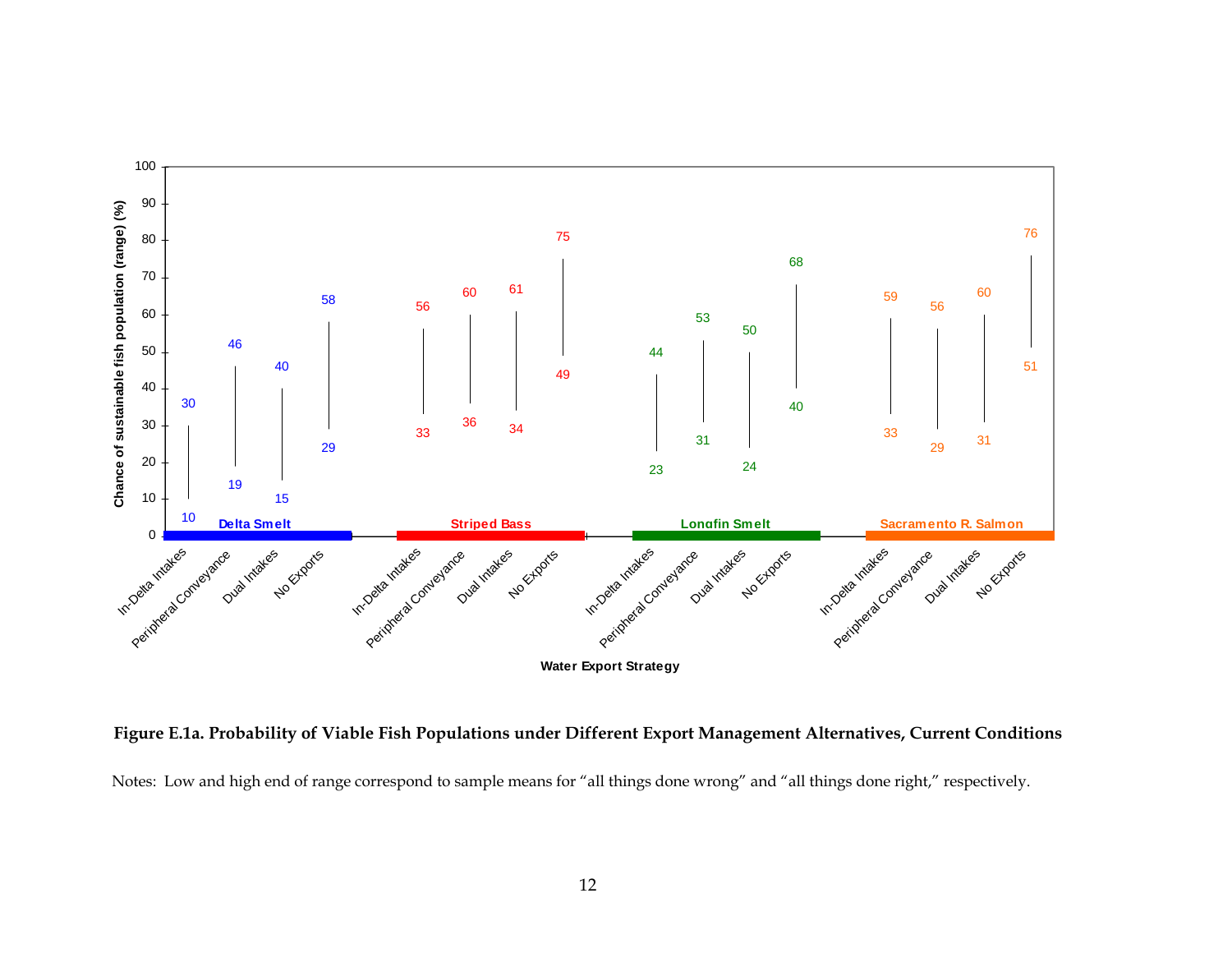| Species | Water Export Strategy | Low (%) | High (%) |
| --- | --- | --- | --- |
| Delta Smelt | In-Delta Intakes | 10 | 30 |
| Delta Smelt | Peripheral Conveyance | 19 | 46 |
| Delta Smelt | Dual Intakes | 15 | 40 |
| Delta Smelt | No Exports | 29 | 58 |
| Striped Bass | In-Delta Intakes | 33 | 56 |
| Striped Bass | Peripheral Conveyance | 36 | 60 |
| Striped Bass | Dual Intakes | 34 | 61 |
| Striped Bass | No Exports | 49 | 75 |
| Longfin Smelt | In-Delta Intakes | 23 | 44 |
| Longfin Smelt | Peripheral Conveyance | 31 | 53 |
| Longfin Smelt | Dual Intakes | 24 | 50 |
| Longfin Smelt | No Exports | 40 | 68 |
| Sacramento R. Salmon | In-Delta Intakes | 33 | 59 |
| Sacramento R. Salmon | Peripheral Conveyance | 29 | 56 |
| Sacramento R. Salmon | Dual Intakes | 31 | 60 |
| Sacramento R. Salmon | No Exports | 51 | 76 |

Y-axis: Chance of sustainable fish population (range) (%)

X-axis: Water Export Strategy

**Figure E.1a. Probability of Viable Fish Populations under Different Export Management Alternatives, Current Conditions**

Notes: Low and high end of range correspond to sample means for "all things done wrong" and "all things done right," respectively.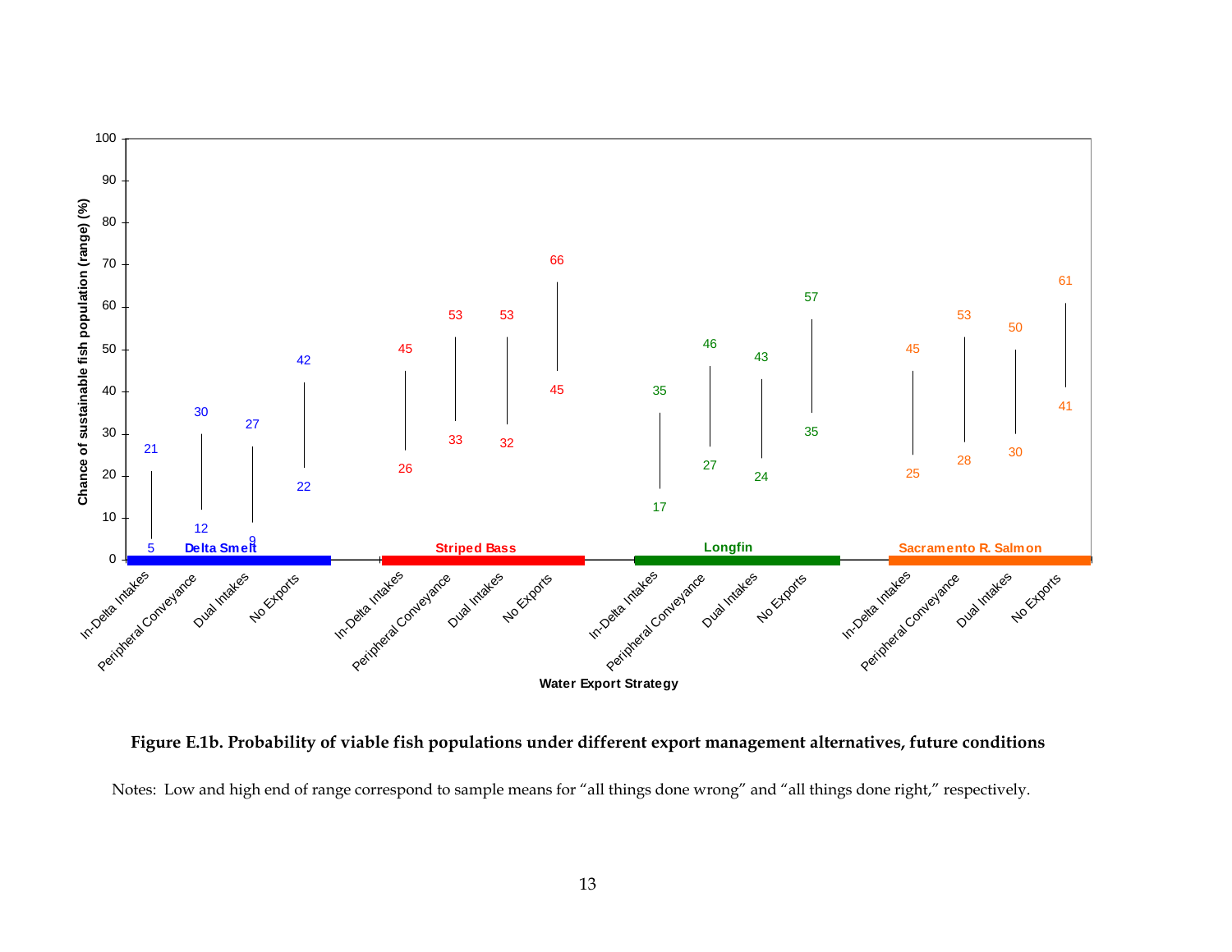| Water Export Strategy | Delta Smelt (low) | Delta Smelt (high) | Striped Bass (low) | Striped Bass (high) | Longfin (low) | Longfin (high) | Sacramento R. Salmon (low) | Sacramento R. Salmon (high) |
|---|---|---|---|---|---|---|---|---|
| In-Delta Intakes | 5 | 21 | 26 | 45 | 17 | 35 | 25 | 45 |
| Peripheral Conveyance | 12 | 30 | 33 | 53 | 27 | 46 | 28 | 53 |
| Dual Intakes | 9 | 27 | 32 | 53 | 24 | 43 | 30 | 50 |
| No Exports | 22 | 42 | 45 | 66 | 35 | 57 | 41 | 61 |

Y-axis: Chance of sustainable fish population (range) (%)

**Figure E.1b. Probability of viable fish populations under different export management alternatives, future conditions**

Notes: Low and high end of range correspond to sample means for "all things done wrong" and "all things done right," respectively.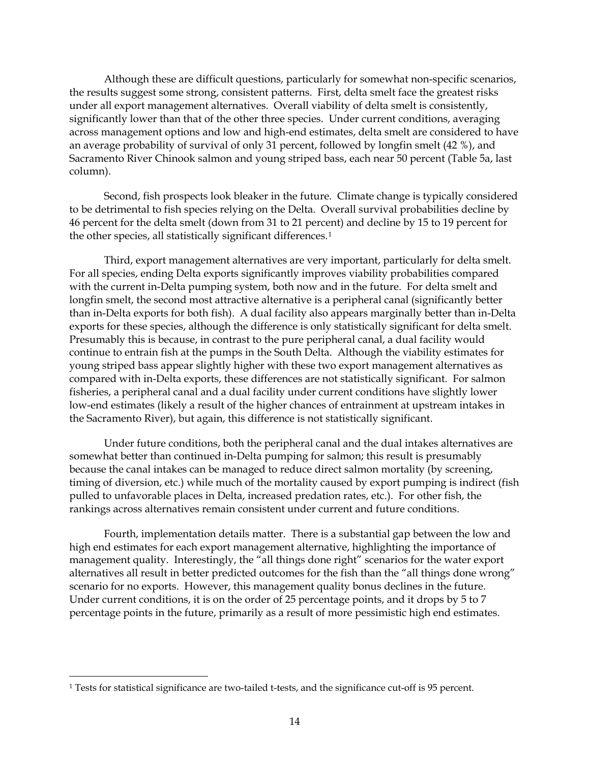Although these are difficult questions, particularly for somewhat non-specific scenarios, the results suggest some strong, consistent patterns. First, delta smelt face the greatest risks under all export management alternatives. Overall viability of delta smelt is consistently, significantly lower than that of the other three species. Under current conditions, averaging across management options and low and high-end estimates, delta smelt are considered to have an average probability of survival of only 31 percent, followed by longfin smelt (42 %), and Sacramento River Chinook salmon and young striped bass, each near 50 percent (Table 5a, last column).

Second, fish prospects look bleaker in the future. Climate change is typically considered to be detrimental to fish species relying on the Delta. Overall survival probabilities decline by 46 percent for the delta smelt (down from 31 to 21 percent) and decline by 15 to 19 percent for the other species, all statistically significant differences.[1]

Third, export management alternatives are very important, particularly for delta smelt. For all species, ending Delta exports significantly improves viability probabilities compared with the current in-Delta pumping system, both now and in the future. For delta smelt and longfin smelt, the second most attractive alternative is a peripheral canal (significantly better than in-Delta exports for both fish). A dual facility also appears marginally better than in-Delta exports for these species, although the difference is only statistically significant for delta smelt. Presumably this is because, in contrast to the pure peripheral canal, a dual facility would continue to entrain fish at the pumps in the South Delta. Although the viability estimates for young striped bass appear slightly higher with these two export management alternatives as compared with in-Delta exports, these differences are not statistically significant. For salmon fisheries, a peripheral canal and a dual facility under current conditions have slightly lower low-end estimates (likely a result of the higher chances of entrainment at upstream intakes in the Sacramento River), but again, this difference is not statistically significant.

Under future conditions, both the peripheral canal and the dual intakes alternatives are somewhat better than continued in-Delta pumping for salmon; this result is presumably because the canal intakes can be managed to reduce direct salmon mortality (by screening, timing of diversion, etc.) while much of the mortality caused by export pumping is indirect (fish pulled to unfavorable places in Delta, increased predation rates, etc.). For other fish, the rankings across alternatives remain consistent under current and future conditions.

Fourth, implementation details matter. There is a substantial gap between the low and high end estimates for each export management alternative, highlighting the importance of management quality. Interestingly, the "all things done right" scenarios for the water export alternatives all result in better predicted outcomes for the fish than the "all things done wrong" scenario for no exports. However, this management quality bonus declines in the future. Under current conditions, it is on the order of 25 percentage points, and it drops by 5 to 7 percentage points in the future, primarily as a result of more pessimistic high end estimates.

---

[1] Tests for statistical significance are two-tailed t-tests, and the significance cut-off is 95 percent.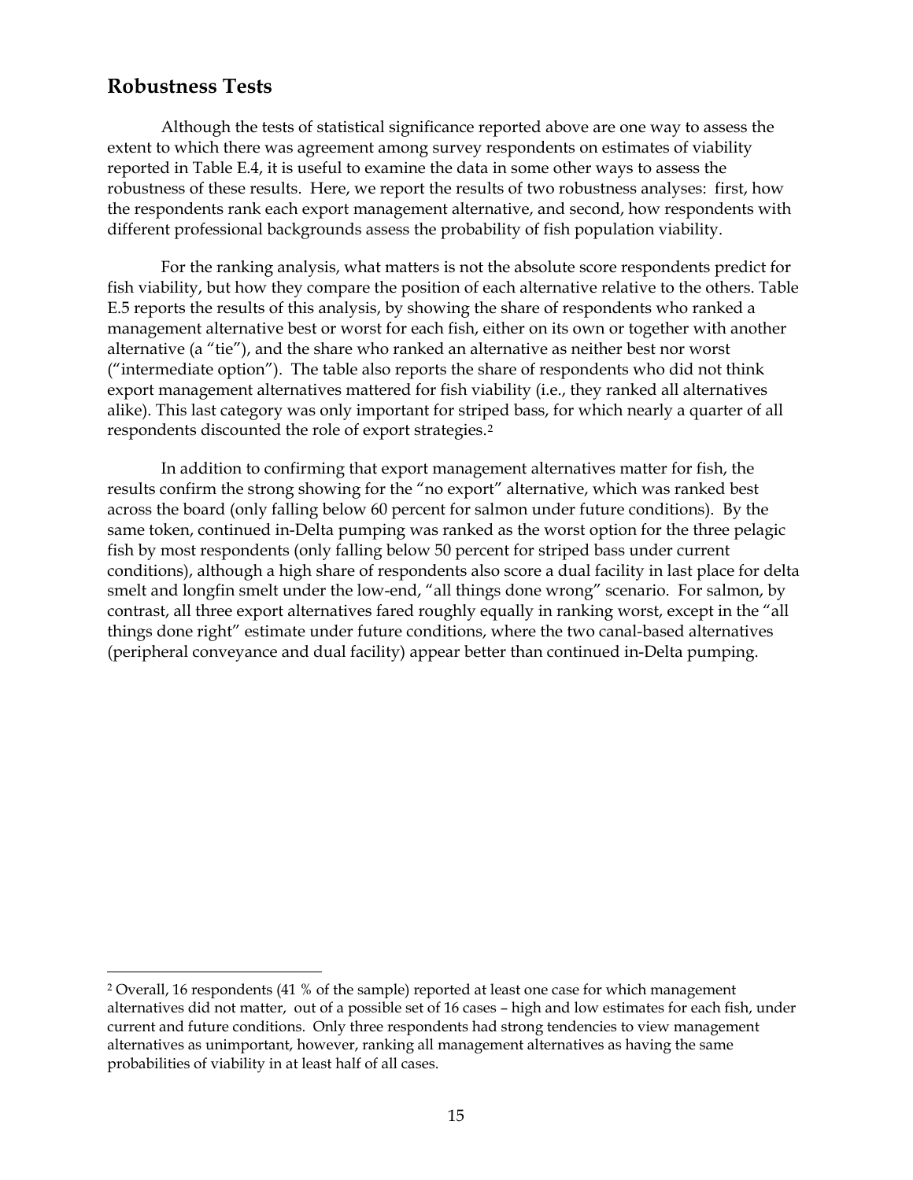## Robustness Tests

Although the tests of statistical significance reported above are one way to assess the extent to which there was agreement among survey respondents on estimates of viability reported in Table E.4, it is useful to examine the data in some other ways to assess the robustness of these results. Here, we report the results of two robustness analyses: first, how the respondents rank each export management alternative, and second, how respondents with different professional backgrounds assess the probability of fish population viability.

For the ranking analysis, what matters is not the absolute score respondents predict for fish viability, but how they compare the position of each alternative relative to the others. Table E.5 reports the results of this analysis, by showing the share of respondents who ranked a management alternative best or worst for each fish, either on its own or together with another alternative (a "tie"), and the share who ranked an alternative as neither best nor worst ("intermediate option"). The table also reports the share of respondents who did not think export management alternatives mattered for fish viability (i.e., they ranked all alternatives alike). This last category was only important for striped bass, for which nearly a quarter of all respondents discounted the role of export strategies.[2]

In addition to confirming that export management alternatives matter for fish, the results confirm the strong showing for the "no export" alternative, which was ranked best across the board (only falling below 60 percent for salmon under future conditions). By the same token, continued in-Delta pumping was ranked as the worst option for the three pelagic fish by most respondents (only falling below 50 percent for striped bass under current conditions), although a high share of respondents also score a dual facility in last place for delta smelt and longfin smelt under the low-end, "all things done wrong" scenario. For salmon, by contrast, all three export alternatives fared roughly equally in ranking worst, except in the "all things done right" estimate under future conditions, where the two canal-based alternatives (peripheral conveyance and dual facility) appear better than continued in-Delta pumping.

---

[2] Overall, 16 respondents (41 % of the sample) reported at least one case for which management alternatives did not matter, out of a possible set of 16 cases – high and low estimates for each fish, under current and future conditions. Only three respondents had strong tendencies to view management alternatives as unimportant, however, ranking all management alternatives as having the same probabilities of viability in at least half of all cases.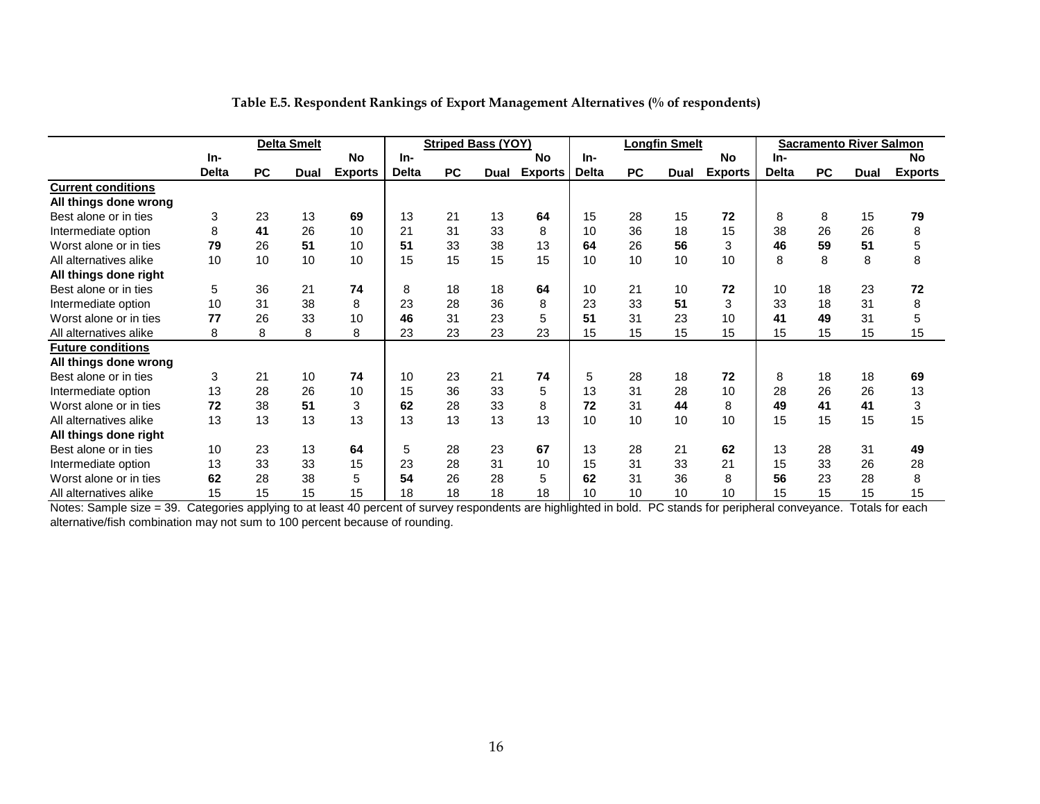**Table E.5. Respondent Rankings of Export Management Alternatives (% of respondents)**

| | Delta Smelt | | | | Striped Bass (YOY) | | | | Longfin Smelt | | | | Sacramento River Salmon | | | |
|---|---|---|---|---|---|---|---|---|---|---|---|---|---|---|---|---|
| | In-Delta | PC | Dual | No Exports | In-Delta | PC | Dual | No Exports | In-Delta | PC | Dual | No Exports | In-Delta | PC | Dual | No Exports |
| **Current conditions** | | | | | | | | | | | | | | | | |
| **All things done wrong** | | | | | | | | | | | | | | | | |
| Best alone or in ties | 3 | 23 | 13 | **69** | 13 | 21 | 13 | **64** | 15 | 28 | 15 | **72** | 8 | 8 | 15 | **79** |
| Intermediate option | 8 | **41** | 26 | 10 | 21 | 31 | 33 | 8 | 10 | 36 | 18 | 15 | 38 | 26 | 26 | 8 |
| Worst alone or in ties | **79** | 26 | **51** | 10 | **51** | 33 | 38 | 13 | **64** | 26 | **56** | 3 | **46** | **59** | **51** | 5 |
| All alternatives alike | 10 | 10 | 10 | 10 | 15 | 15 | 15 | 15 | 10 | 10 | 10 | 10 | 8 | 8 | 8 | 8 |
| **All things done right** | | | | | | | | | | | | | | | | |
| Best alone or in ties | 5 | 36 | 21 | **74** | 8 | 18 | 18 | **64** | 10 | 21 | 10 | **72** | 10 | 18 | 23 | **72** |
| Intermediate option | 10 | 31 | 38 | 8 | 23 | 28 | 36 | 8 | 23 | 33 | **51** | 3 | 33 | 18 | 31 | 8 |
| Worst alone or in ties | **77** | 26 | 33 | 10 | **46** | 31 | 23 | 5 | **51** | 31 | 23 | 10 | **41** | **49** | 31 | 5 |
| All alternatives alike | 8 | 8 | 8 | 8 | 23 | 23 | 23 | 23 | 15 | 15 | 15 | 15 | 15 | 15 | 15 | 15 |
| **Future conditions** | | | | | | | | | | | | | | | | |
| **All things done wrong** | | | | | | | | | | | | | | | | |
| Best alone or in ties | 3 | 21 | 10 | **74** | 10 | 23 | 21 | **74** | 5 | 28 | 18 | **72** | 8 | 18 | 18 | **69** |
| Intermediate option | 13 | 28 | 26 | 10 | 15 | 36 | 33 | 5 | 13 | 31 | 28 | 10 | 28 | 26 | 26 | 13 |
| Worst alone or in ties | **72** | 38 | **51** | 3 | **62** | 28 | 33 | 8 | **72** | 31 | **44** | 8 | **49** | **41** | **41** | 3 |
| All alternatives alike | 13 | 13 | 13 | 13 | 13 | 13 | 13 | 13 | 10 | 10 | 10 | 10 | 15 | 15 | 15 | 15 |
| **All things done right** | | | | | | | | | | | | | | | | |
| Best alone or in ties | 10 | 23 | 13 | **64** | 5 | 28 | 23 | **67** | 13 | 28 | 21 | **62** | 13 | 28 | 31 | **49** |
| Intermediate option | 13 | 33 | 33 | 15 | 23 | 28 | 31 | 10 | 15 | 31 | 33 | 21 | 15 | 33 | 26 | 28 |
| Worst alone or in ties | **62** | 28 | 38 | 5 | **54** | 26 | 28 | 5 | **62** | 31 | 36 | 8 | **56** | 23 | 28 | 8 |
| All alternatives alike | 15 | 15 | 15 | 15 | 18 | 18 | 18 | 18 | 10 | 10 | 10 | 10 | 15 | 15 | 15 | 15 |

Notes: Sample size = 39. Categories applying to at least 40 percent of survey respondents are highlighted in bold. PC stands for peripheral conveyance. Totals for each alternative/fish combination may not sum to 100 percent because of rounding.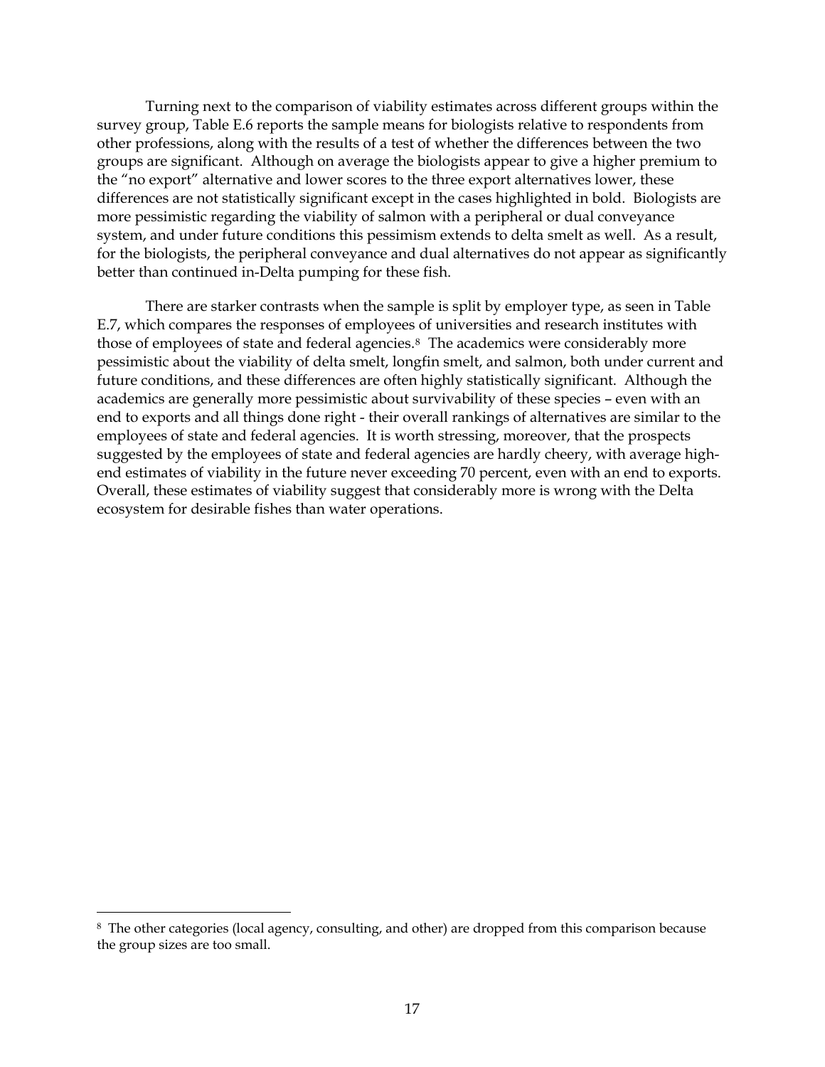Turning next to the comparison of viability estimates across different groups within the survey group, Table E.6 reports the sample means for biologists relative to respondents from other professions, along with the results of a test of whether the differences between the two groups are significant. Although on average the biologists appear to give a higher premium to the "no export" alternative and lower scores to the three export alternatives lower, these differences are not statistically significant except in the cases highlighted in bold. Biologists are more pessimistic regarding the viability of salmon with a peripheral or dual conveyance system, and under future conditions this pessimism extends to delta smelt as well. As a result, for the biologists, the peripheral conveyance and dual alternatives do not appear as significantly better than continued in-Delta pumping for these fish.

There are starker contrasts when the sample is split by employer type, as seen in Table E.7, which compares the responses of employees of universities and research institutes with those of employees of state and federal agencies.[8] The academics were considerably more pessimistic about the viability of delta smelt, longfin smelt, and salmon, both under current and future conditions, and these differences are often highly statistically significant. Although the academics are generally more pessimistic about survivability of these species – even with an end to exports and all things done right - their overall rankings of alternatives are similar to the employees of state and federal agencies. It is worth stressing, moreover, that the prospects suggested by the employees of state and federal agencies are hardly cheery, with average high-end estimates of viability in the future never exceeding 70 percent, even with an end to exports. Overall, these estimates of viability suggest that considerably more is wrong with the Delta ecosystem for desirable fishes than water operations.

[8] The other categories (local agency, consulting, and other) are dropped from this comparison because the group sizes are too small.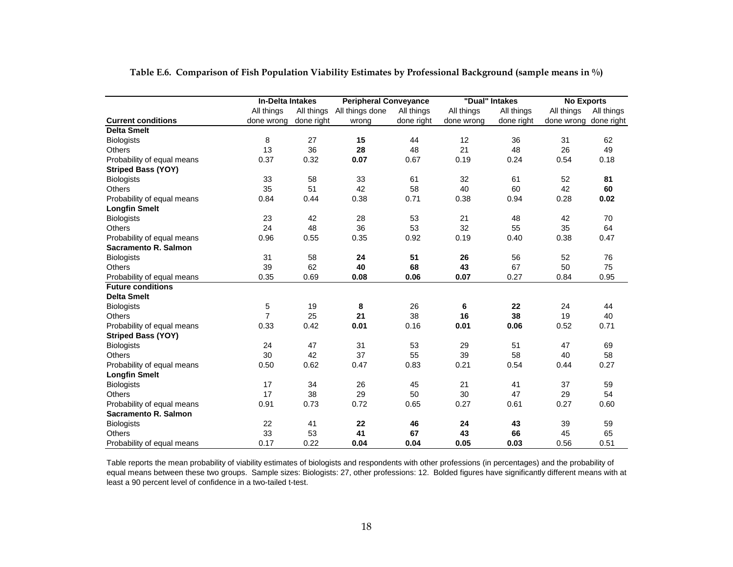**Table E.6. Comparison of Fish Population Viability Estimates by Professional Background (sample means in %)**

| | In-Delta Intakes | | Peripheral Conveyance | | "Dual" Intakes | | No Exports | |
|---|---|---|---|---|---|---|---|---|
| **Current conditions** | All things done wrong | All things done right | All things done wrong | All things done right | All things done wrong | All things done right | All things done wrong | All things done right |
| **Delta Smelt** | | | | | | | | |
| Biologists | 8 | 27 | **15** | 44 | 12 | 36 | 31 | 62 |
| Others | 13 | 36 | **28** | 48 | 21 | 48 | 26 | 49 |
| Probability of equal means | 0.37 | 0.32 | **0.07** | 0.67 | 0.19 | 0.24 | 0.54 | 0.18 |
| **Striped Bass (YOY)** | | | | | | | | |
| Biologists | 33 | 58 | 33 | 61 | 32 | 61 | 52 | **81** |
| Others | 35 | 51 | 42 | 58 | 40 | 60 | 42 | **60** |
| Probability of equal means | 0.84 | 0.44 | 0.38 | 0.71 | 0.38 | 0.94 | 0.28 | **0.02** |
| **Longfin Smelt** | | | | | | | | |
| Biologists | 23 | 42 | 28 | 53 | 21 | 48 | 42 | 70 |
| Others | 24 | 48 | 36 | 53 | 32 | 55 | 35 | 64 |
| Probability of equal means | 0.96 | 0.55 | 0.35 | 0.92 | 0.19 | 0.40 | 0.38 | 0.47 |
| **Sacramento R. Salmon** | | | | | | | | |
| Biologists | 31 | 58 | **24** | **51** | **26** | 56 | 52 | 76 |
| Others | 39 | 62 | **40** | **68** | **43** | 67 | 50 | 75 |
| Probability of equal means | 0.35 | 0.69 | **0.08** | **0.06** | **0.07** | 0.27 | 0.84 | 0.95 |
| **Future conditions** | | | | | | | | |
| **Delta Smelt** | | | | | | | | |
| Biologists | 5 | 19 | **8** | 26 | **6** | **22** | 24 | 44 |
| Others | 7 | 25 | **21** | 38 | **16** | **38** | 19 | 40 |
| Probability of equal means | 0.33 | 0.42 | **0.01** | 0.16 | **0.01** | **0.06** | 0.52 | 0.71 |
| **Striped Bass (YOY)** | | | | | | | | |
| Biologists | 24 | 47 | 31 | 53 | 29 | 51 | 47 | 69 |
| Others | 30 | 42 | 37 | 55 | 39 | 58 | 40 | 58 |
| Probability of equal means | 0.50 | 0.62 | 0.47 | 0.83 | 0.21 | 0.54 | 0.44 | 0.27 |
| **Longfin Smelt** | | | | | | | | |
| Biologists | 17 | 34 | 26 | 45 | 21 | 41 | 37 | 59 |
| Others | 17 | 38 | 29 | 50 | 30 | 47 | 29 | 54 |
| Probability of equal means | 0.91 | 0.73 | 0.72 | 0.65 | 0.27 | 0.61 | 0.27 | 0.60 |
| **Sacramento R. Salmon** | | | | | | | | |
| Biologists | 22 | 41 | **22** | **46** | **24** | **43** | 39 | 59 |
| Others | 33 | 53 | **41** | **67** | **43** | **66** | 45 | 65 |
| Probability of equal means | 0.17 | 0.22 | **0.04** | **0.04** | **0.05** | **0.03** | 0.56 | 0.51 |

Table reports the mean probability of viability estimates of biologists and respondents with other professions (in percentages) and the probability of equal means between these two groups. Sample sizes: Biologists: 27, other professions: 12. Bolded figures have significantly different means with at least a 90 percent level of confidence in a two-tailed t-test.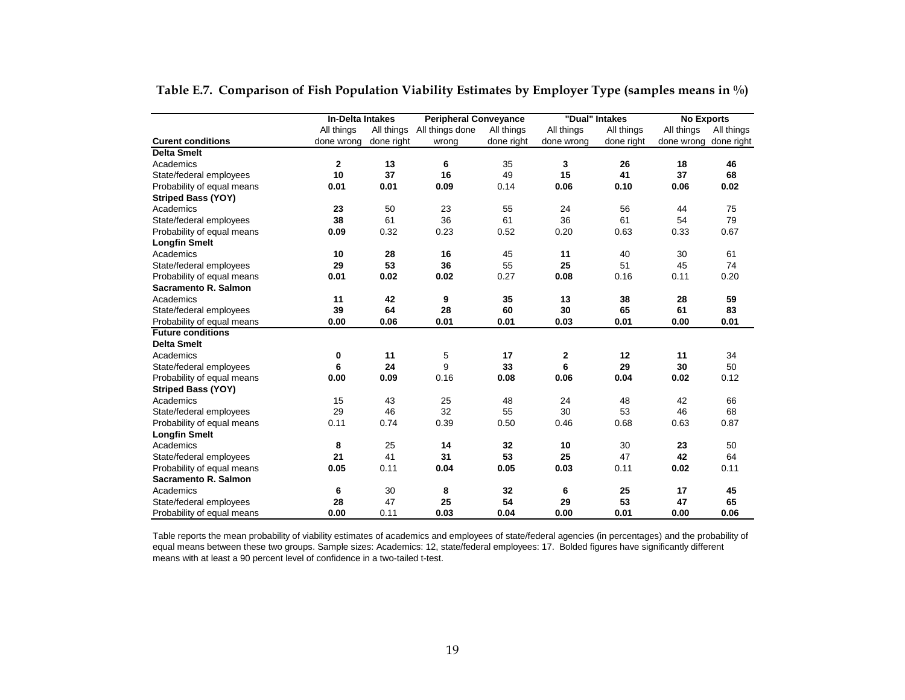**Table E.7. Comparison of Fish Population Viability Estimates by Employer Type (samples means in %)**

| | In-Delta Intakes | | Peripheral Conveyance | | "Dual" Intakes | | No Exports | |
|---|---|---|---|---|---|---|---|---|
| **Curent conditions** | All things done wrong | All things done right | All things done wrong | All things done right | All things done wrong | All things done right | All things done wrong | All things done right |
| **Delta Smelt** | | | | | | | | |
| Academics | **2** | **13** | **6** | 35 | **3** | **26** | **18** | **46** |
| State/federal employees | **10** | **37** | **16** | 49 | **15** | **41** | **37** | **68** |
| Probability of equal means | **0.01** | **0.01** | **0.09** | 0.14 | **0.06** | **0.10** | **0.06** | **0.02** |
| **Striped Bass (YOY)** | | | | | | | | |
| Academics | **23** | 50 | 23 | 55 | 24 | 56 | 44 | 75 |
| State/federal employees | **38** | 61 | 36 | 61 | 36 | 61 | 54 | 79 |
| Probability of equal means | **0.09** | 0.32 | 0.23 | 0.52 | 0.20 | 0.63 | 0.33 | 0.67 |
| **Longfin Smelt** | | | | | | | | |
| Academics | **10** | **28** | **16** | 45 | **11** | 40 | 30 | 61 |
| State/federal employees | **29** | **53** | **36** | 55 | **25** | 51 | 45 | 74 |
| Probability of equal means | **0.01** | **0.02** | **0.02** | 0.27 | **0.08** | 0.16 | 0.11 | 0.20 |
| **Sacramento R. Salmon** | | | | | | | | |
| Academics | **11** | **42** | **9** | **35** | **13** | **38** | **28** | **59** |
| State/federal employees | **39** | **64** | **28** | **60** | **30** | **65** | **61** | **83** |
| Probability of equal means | **0.00** | **0.06** | **0.01** | **0.01** | **0.03** | **0.01** | **0.00** | **0.01** |
| **Future conditions** | | | | | | | | |
| **Delta Smelt** | | | | | | | | |
| Academics | **0** | **11** | 5 | **17** | **2** | **12** | **11** | 34 |
| State/federal employees | **6** | **24** | 9 | **33** | **6** | **29** | **30** | 50 |
| Probability of equal means | **0.00** | **0.09** | 0.16 | **0.08** | **0.06** | **0.04** | **0.02** | 0.12 |
| **Striped Bass (YOY)** | | | | | | | | |
| Academics | 15 | 43 | 25 | 48 | 24 | 48 | 42 | 66 |
| State/federal employees | 29 | 46 | 32 | 55 | 30 | 53 | 46 | 68 |
| Probability of equal means | 0.11 | 0.74 | 0.39 | 0.50 | 0.46 | 0.68 | 0.63 | 0.87 |
| **Longfin Smelt** | | | | | | | | |
| Academics | **8** | 25 | **14** | **32** | **10** | 30 | **23** | 50 |
| State/federal employees | **21** | 41 | **31** | **53** | **25** | 47 | **42** | 64 |
| Probability of equal means | **0.05** | 0.11 | **0.04** | **0.05** | **0.03** | 0.11 | **0.02** | 0.11 |
| **Sacramento R. Salmon** | | | | | | | | |
| Academics | **6** | 30 | **8** | **32** | **6** | **25** | **17** | **45** |
| State/federal employees | **28** | 47 | **25** | **54** | **29** | **53** | **47** | **65** |
| Probability of equal means | **0.00** | 0.11 | **0.03** | **0.04** | **0.00** | **0.01** | **0.00** | **0.06** |

Table reports the mean probability of viability estimates of academics and employees of state/federal agencies (in percentages) and the probability of equal means between these two groups. Sample sizes: Academics: 12, state/federal employees: 17. Bolded figures have significantly different means with at least a 90 percent level of confidence in a two-tailed t-test.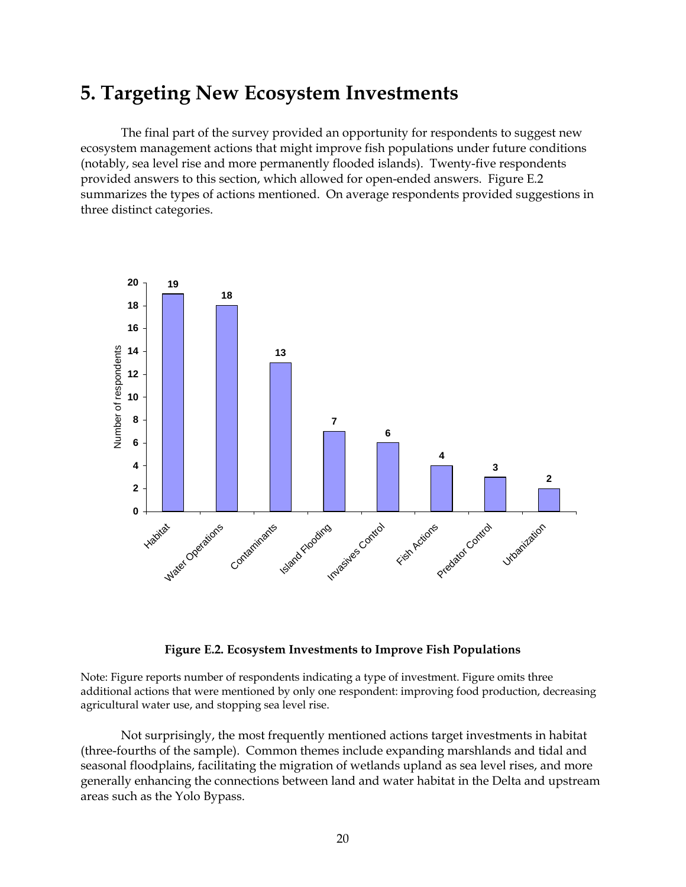# 5. Targeting New Ecosystem Investments

The final part of the survey provided an opportunity for respondents to suggest new ecosystem management actions that might improve fish populations under future conditions (notably, sea level rise and more permanently flooded islands). Twenty-five respondents provided answers to this section, which allowed for open-ended answers. Figure E.2 summarizes the types of actions mentioned. On average respondents provided suggestions in three distinct categories.

| Type of investment | Number of respondents |
| --- | --- |
| Habitat | 19 |
| Water Operations | 18 |
| Contaminants | 13 |
| Island Flooding | 7 |
| Invasives Control | 6 |
| Fish Actions | 4 |
| Predator Control | 3 |
| Urbanization | 2 |

**Figure E.2. Ecosystem Investments to Improve Fish Populations**

Note: Figure reports number of respondents indicating a type of investment. Figure omits three additional actions that were mentioned by only one respondent: improving food production, decreasing agricultural water use, and stopping sea level rise.

Not surprisingly, the most frequently mentioned actions target investments in habitat (three-fourths of the sample). Common themes include expanding marshlands and tidal and seasonal floodplains, facilitating the migration of wetlands upland as sea level rises, and more generally enhancing the connections between land and water habitat in the Delta and upstream areas such as the Yolo Bypass.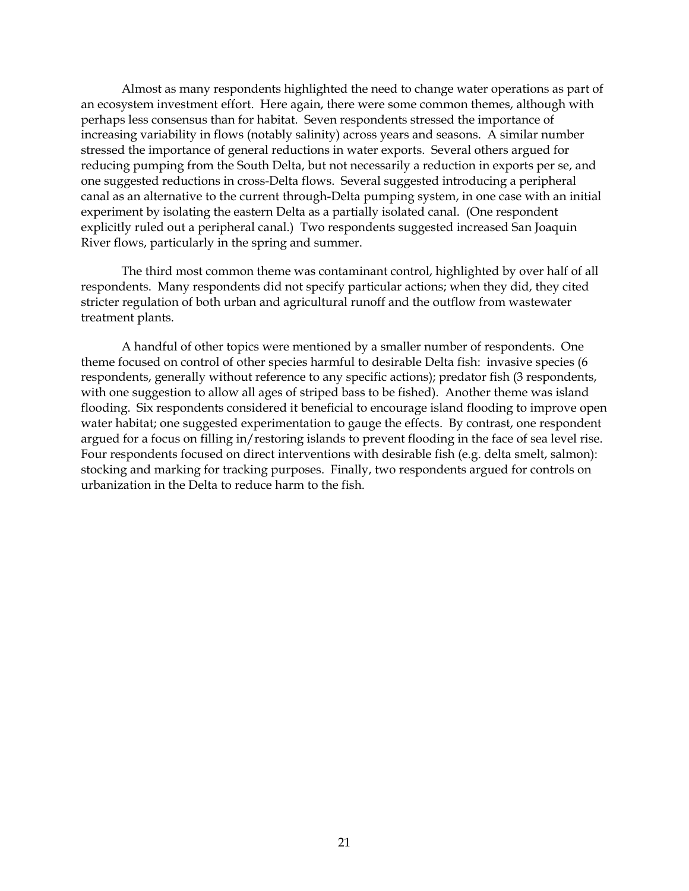Almost as many respondents highlighted the need to change water operations as part of an ecosystem investment effort. Here again, there were some common themes, although with perhaps less consensus than for habitat. Seven respondents stressed the importance of increasing variability in flows (notably salinity) across years and seasons. A similar number stressed the importance of general reductions in water exports. Several others argued for reducing pumping from the South Delta, but not necessarily a reduction in exports per se, and one suggested reductions in cross-Delta flows. Several suggested introducing a peripheral canal as an alternative to the current through-Delta pumping system, in one case with an initial experiment by isolating the eastern Delta as a partially isolated canal. (One respondent explicitly ruled out a peripheral canal.) Two respondents suggested increased San Joaquin River flows, particularly in the spring and summer.

The third most common theme was contaminant control, highlighted by over half of all respondents. Many respondents did not specify particular actions; when they did, they cited stricter regulation of both urban and agricultural runoff and the outflow from wastewater treatment plants.

A handful of other topics were mentioned by a smaller number of respondents. One theme focused on control of other species harmful to desirable Delta fish: invasive species (6 respondents, generally without reference to any specific actions); predator fish (3 respondents, with one suggestion to allow all ages of striped bass to be fished). Another theme was island flooding. Six respondents considered it beneficial to encourage island flooding to improve open water habitat; one suggested experimentation to gauge the effects. By contrast, one respondent argued for a focus on filling in/restoring islands to prevent flooding in the face of sea level rise. Four respondents focused on direct interventions with desirable fish (e.g. delta smelt, salmon): stocking and marking for tracking purposes. Finally, two respondents argued for controls on urbanization in the Delta to reduce harm to the fish.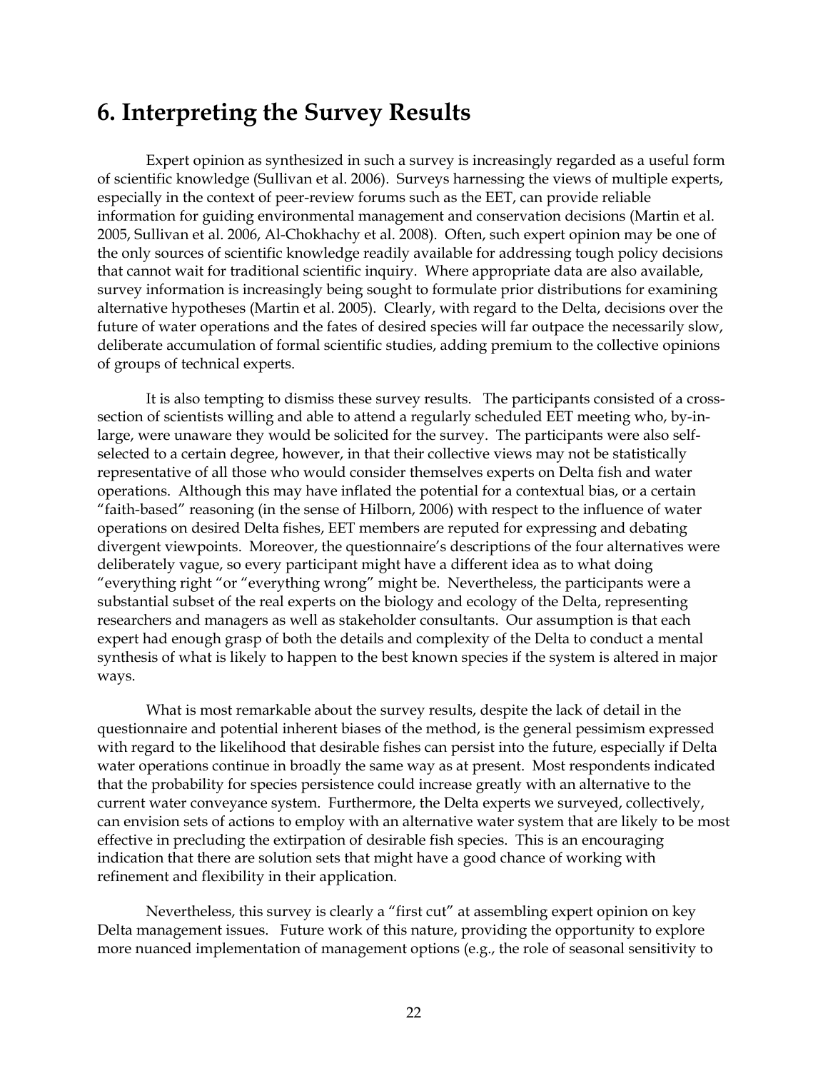# 6. Interpreting the Survey Results

Expert opinion as synthesized in such a survey is increasingly regarded as a useful form of scientific knowledge (Sullivan et al. 2006). Surveys harnessing the views of multiple experts, especially in the context of peer-review forums such as the EET, can provide reliable information for guiding environmental management and conservation decisions (Martin et al. 2005, Sullivan et al. 2006, Al-Chokhachy et al. 2008). Often, such expert opinion may be one of the only sources of scientific knowledge readily available for addressing tough policy decisions that cannot wait for traditional scientific inquiry. Where appropriate data are also available, survey information is increasingly being sought to formulate prior distributions for examining alternative hypotheses (Martin et al. 2005). Clearly, with regard to the Delta, decisions over the future of water operations and the fates of desired species will far outpace the necessarily slow, deliberate accumulation of formal scientific studies, adding premium to the collective opinions of groups of technical experts.

It is also tempting to dismiss these survey results. The participants consisted of a cross-section of scientists willing and able to attend a regularly scheduled EET meeting who, by-in-large, were unaware they would be solicited for the survey. The participants were also self-selected to a certain degree, however, in that their collective views may not be statistically representative of all those who would consider themselves experts on Delta fish and water operations. Although this may have inflated the potential for a contextual bias, or a certain "faith-based" reasoning (in the sense of Hilborn, 2006) with respect to the influence of water operations on desired Delta fishes, EET members are reputed for expressing and debating divergent viewpoints. Moreover, the questionnaire's descriptions of the four alternatives were deliberately vague, so every participant might have a different idea as to what doing "everything right "or "everything wrong" might be. Nevertheless, the participants were a substantial subset of the real experts on the biology and ecology of the Delta, representing researchers and managers as well as stakeholder consultants. Our assumption is that each expert had enough grasp of both the details and complexity of the Delta to conduct a mental synthesis of what is likely to happen to the best known species if the system is altered in major ways.

What is most remarkable about the survey results, despite the lack of detail in the questionnaire and potential inherent biases of the method, is the general pessimism expressed with regard to the likelihood that desirable fishes can persist into the future, especially if Delta water operations continue in broadly the same way as at present. Most respondents indicated that the probability for species persistence could increase greatly with an alternative to the current water conveyance system. Furthermore, the Delta experts we surveyed, collectively, can envision sets of actions to employ with an alternative water system that are likely to be most effective in precluding the extirpation of desirable fish species. This is an encouraging indication that there are solution sets that might have a good chance of working with refinement and flexibility in their application.

Nevertheless, this survey is clearly a "first cut" at assembling expert opinion on key Delta management issues. Future work of this nature, providing the opportunity to explore more nuanced implementation of management options (e.g., the role of seasonal sensitivity to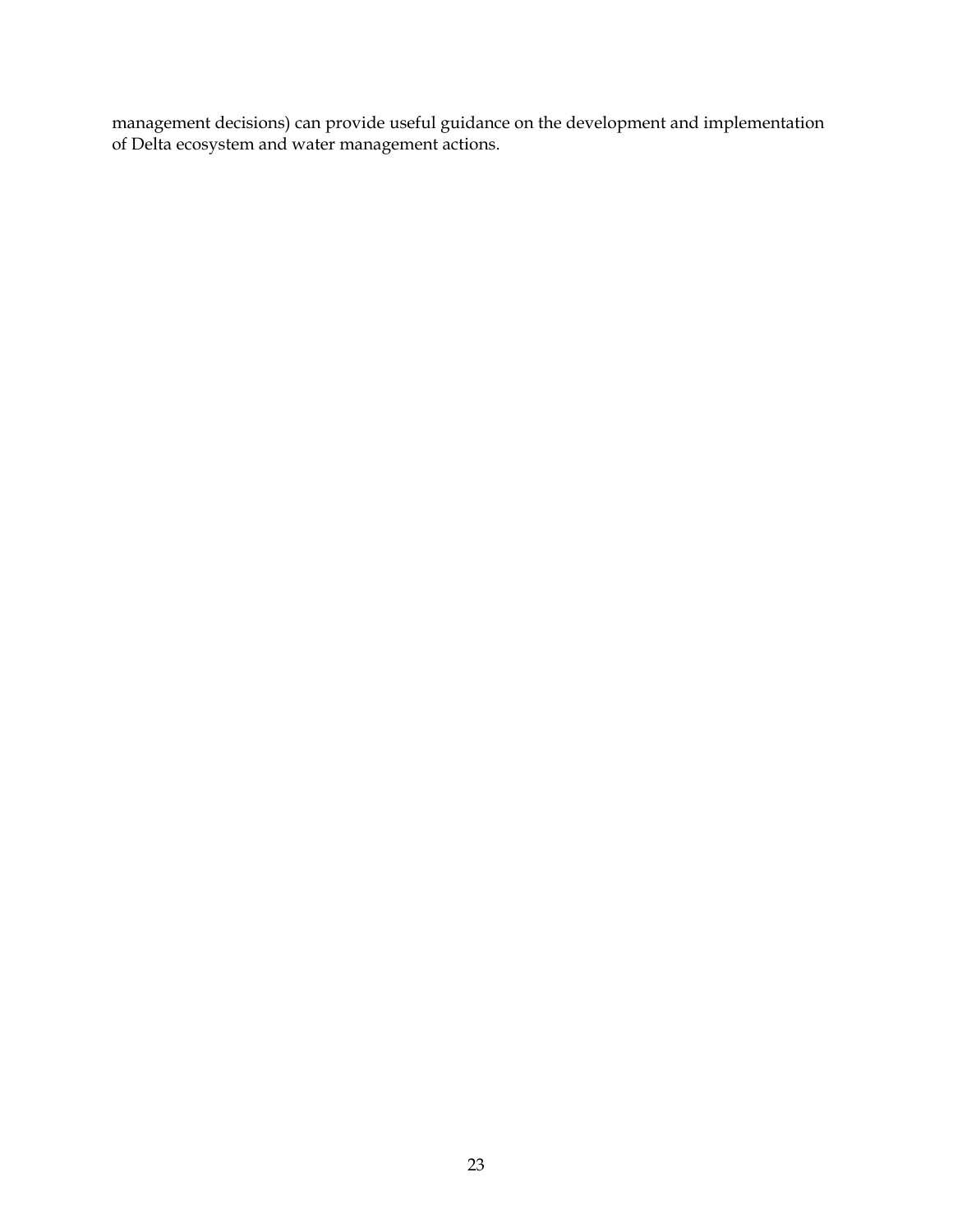management decisions) can provide useful guidance on the development and implementation of Delta ecosystem and water management actions.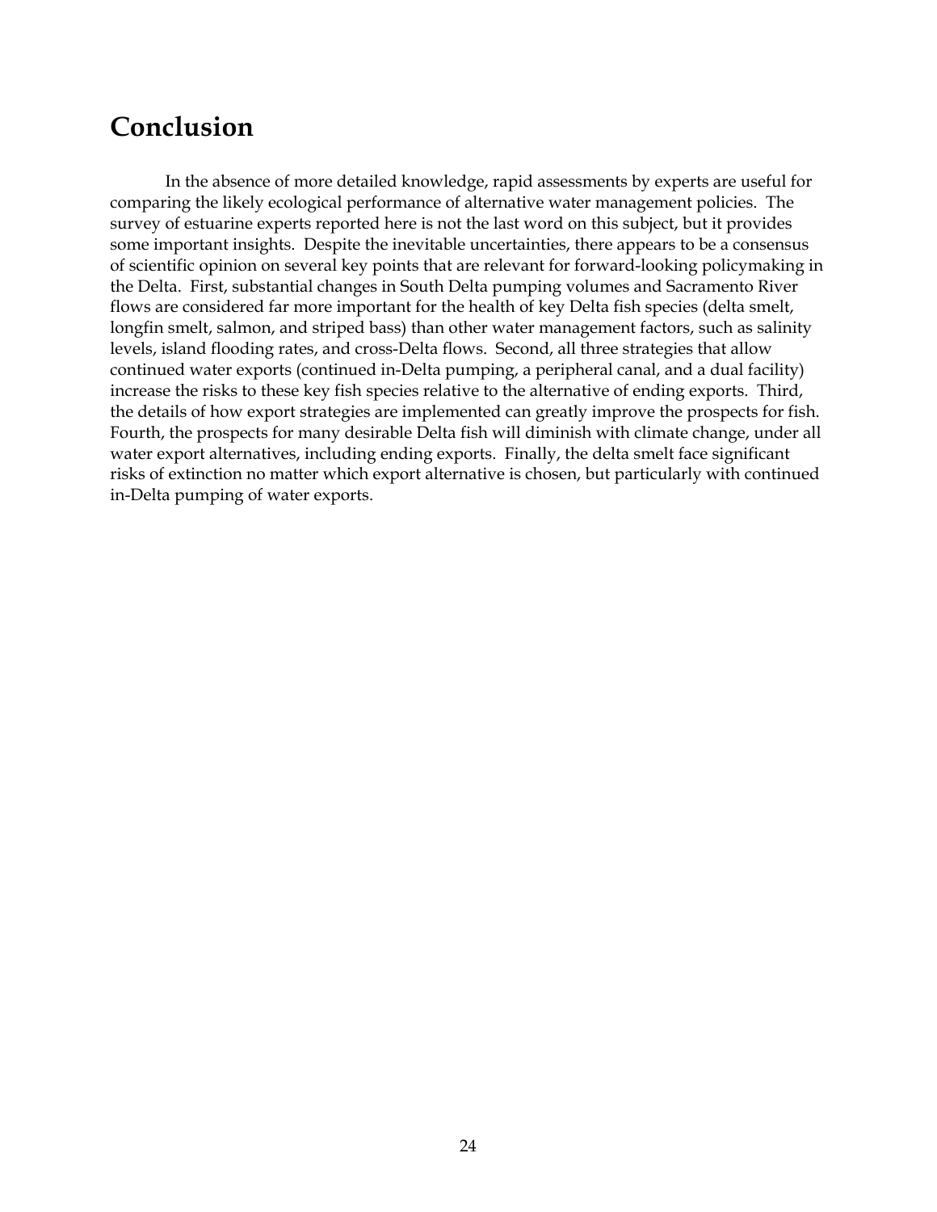## Conclusion

In the absence of more detailed knowledge, rapid assessments by experts are useful for comparing the likely ecological performance of alternative water management policies. The survey of estuarine experts reported here is not the last word on this subject, but it provides some important insights. Despite the inevitable uncertainties, there appears to be a consensus of scientific opinion on several key points that are relevant for forward-looking policymaking in the Delta. First, substantial changes in South Delta pumping volumes and Sacramento River flows are considered far more important for the health of key Delta fish species (delta smelt, longfin smelt, salmon, and striped bass) than other water management factors, such as salinity levels, island flooding rates, and cross-Delta flows. Second, all three strategies that allow continued water exports (continued in-Delta pumping, a peripheral canal, and a dual facility) increase the risks to these key fish species relative to the alternative of ending exports. Third, the details of how export strategies are implemented can greatly improve the prospects for fish. Fourth, the prospects for many desirable Delta fish will diminish with climate change, under all water export alternatives, including ending exports. Finally, the delta smelt face significant risks of extinction no matter which export alternative is chosen, but particularly with continued in-Delta pumping of water exports.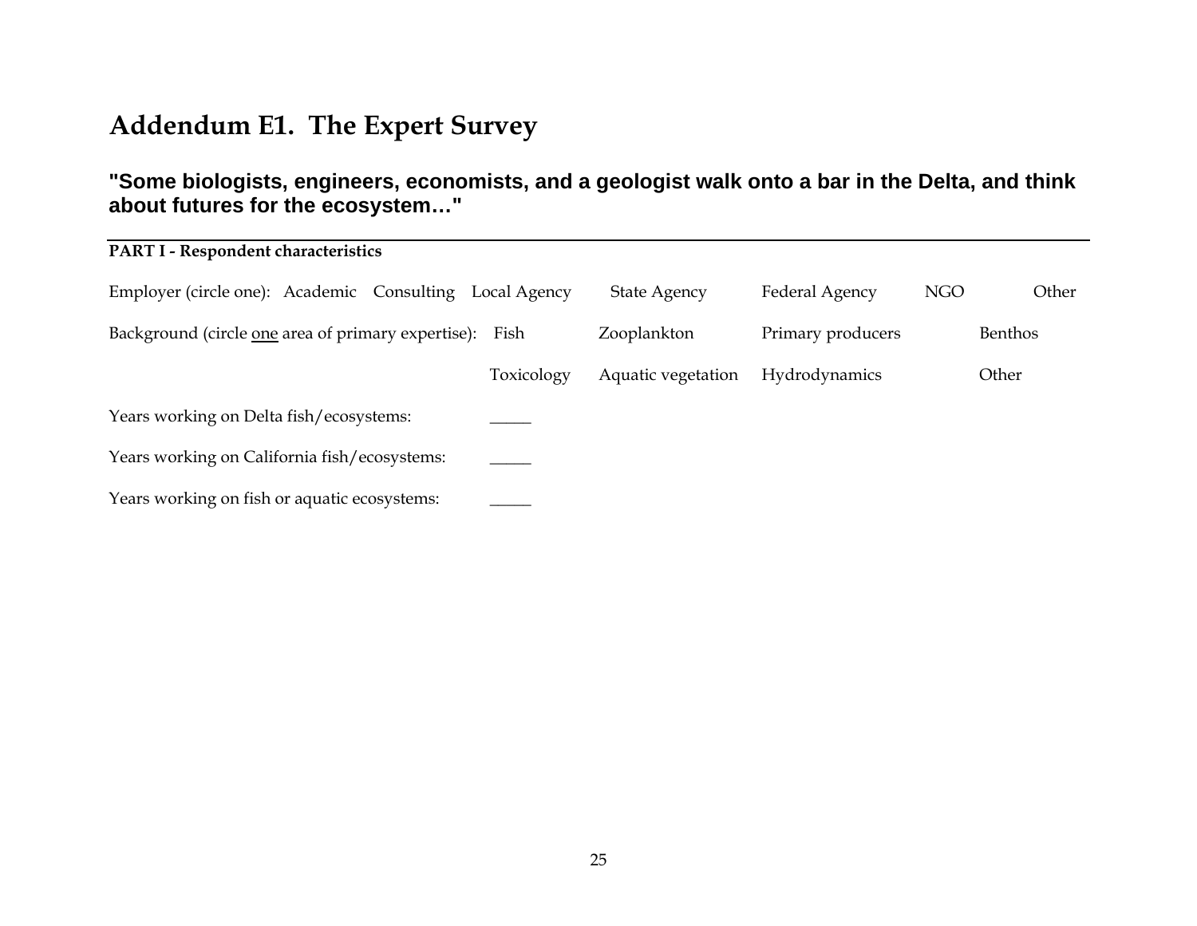# Addendum E1. The Expert Survey

**"Some biologists, engineers, economists, and a geologist walk onto a bar in the Delta, and think about futures for the ecosystem…"**

---

**PART I - Respondent characteristics**

Employer (circle one): Academic Consulting Local Agency State Agency Federal Agency NGO Other

Background (circle one area of primary expertise): Fish Zooplankton Primary producers Benthos Toxicology Aquatic vegetation Hydrodynamics Other

Years working on Delta fish/ecosystems: _____

Years working on California fish/ecosystems: _____

Years working on fish or aquatic ecosystems: _____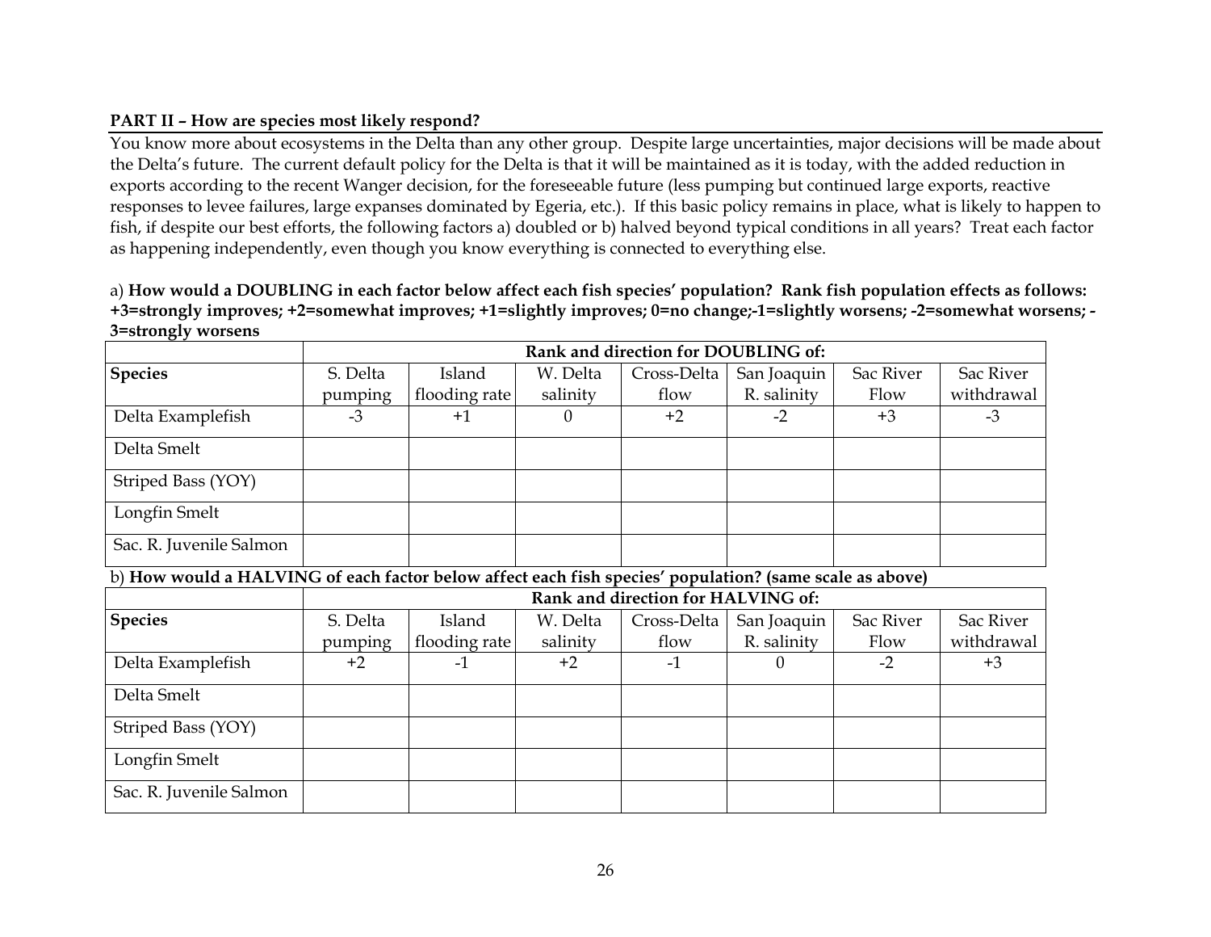**PART II – How are species most likely respond?**

You know more about ecosystems in the Delta than any other group. Despite large uncertainties, major decisions will be made about the Delta's future. The current default policy for the Delta is that it will be maintained as it is today, with the added reduction in exports according to the recent Wanger decision, for the foreseeable future (less pumping but continued large exports, reactive responses to levee failures, large expanses dominated by Egeria, etc.). If this basic policy remains in place, what is likely to happen to fish, if despite our best efforts, the following factors a) doubled or b) halved beyond typical conditions in all years? Treat each factor as happening independently, even though you know everything is connected to everything else.

a) **How would a DOUBLING in each factor below affect each fish species' population? Rank fish population effects as follows: +3=strongly improves; +2=somewhat improves; +1=slightly improves; 0=no change;-1=slightly worsens; -2=somewhat worsens; -3=strongly worsens**

| | Rank and direction for DOUBLING of: | | | | | | |
|---|---|---|---|---|---|---|---|
| **Species** | S. Delta pumping | Island flooding rate | W. Delta salinity | Cross-Delta flow | San Joaquin R. salinity | Sac River Flow | Sac River withdrawal |
| Delta Examplefish | -3 | +1 | 0 | +2 | -2 | +3 | -3 |
| Delta Smelt | | | | | | | |
| Striped Bass (YOY) | | | | | | | |
| Longfin Smelt | | | | | | | |
| Sac. R. Juvenile Salmon | | | | | | | |

b) **How would a HALVING of each factor below affect each fish species' population? (same scale as above)**

| | Rank and direction for HALVING of: | | | | | | |
|---|---|---|---|---|---|---|---|
| **Species** | S. Delta pumping | Island flooding rate | W. Delta salinity | Cross-Delta flow | San Joaquin R. salinity | Sac River Flow | Sac River withdrawal |
| Delta Examplefish | +2 | -1 | +2 | -1 | 0 | -2 | +3 |
| Delta Smelt | | | | | | | |
| Striped Bass (YOY) | | | | | | | |
| Longfin Smelt | | | | | | | |
| Sac. R. Juvenile Salmon | | | | | | | |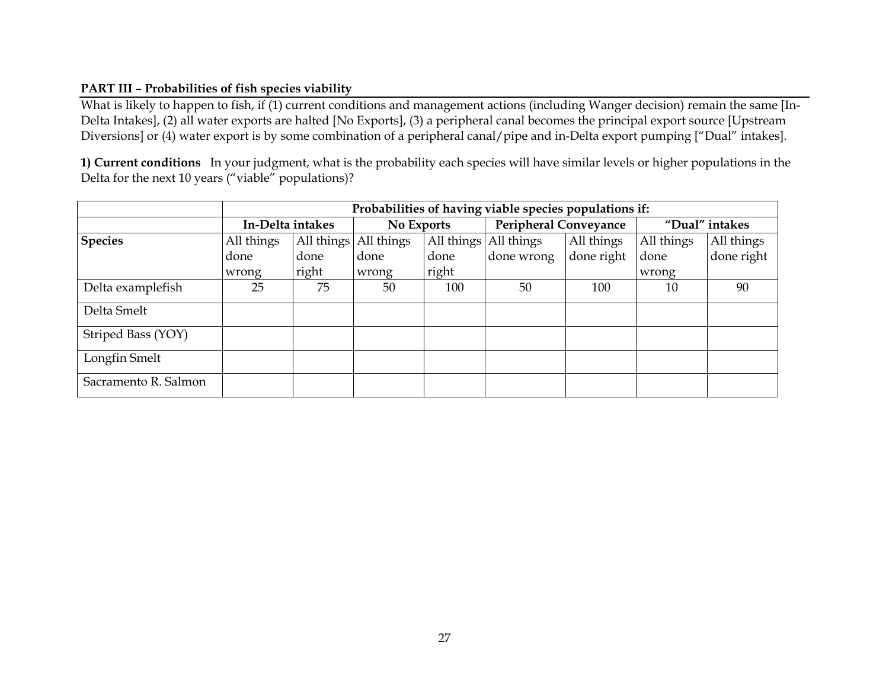**PART III – Probabilities of fish species viability**

What is likely to happen to fish, if (1) current conditions and management actions (including Wanger decision) remain the same [In-Delta Intakes], (2) all water exports are halted [No Exports], (3) a peripheral canal becomes the principal export source [Upstream Diversions] or (4) water export is by some combination of a peripheral canal/pipe and in-Delta export pumping ["Dual" intakes].

**1) Current conditions** In your judgment, what is the probability each species will have similar levels or higher populations in the Delta for the next 10 years ("viable" populations)?

| | Probabilities of having viable species populations if: | | | | | | | |
|---|---|---|---|---|---|---|---|---|
| | In-Delta intakes | | No Exports | | Peripheral Conveyance | | "Dual" intakes | |
| Species | All things done wrong | All things done right | All things done wrong | All things done right | All things done wrong | All things done right | All things done wrong | All things done right |
| Delta examplefish | 25 | 75 | 50 | 100 | 50 | 100 | 10 | 90 |
| Delta Smelt | | | | | | | | |
| Striped Bass (YOY) | | | | | | | | |
| Longfin Smelt | | | | | | | | |
| Sacramento R. Salmon | | | | | | | | |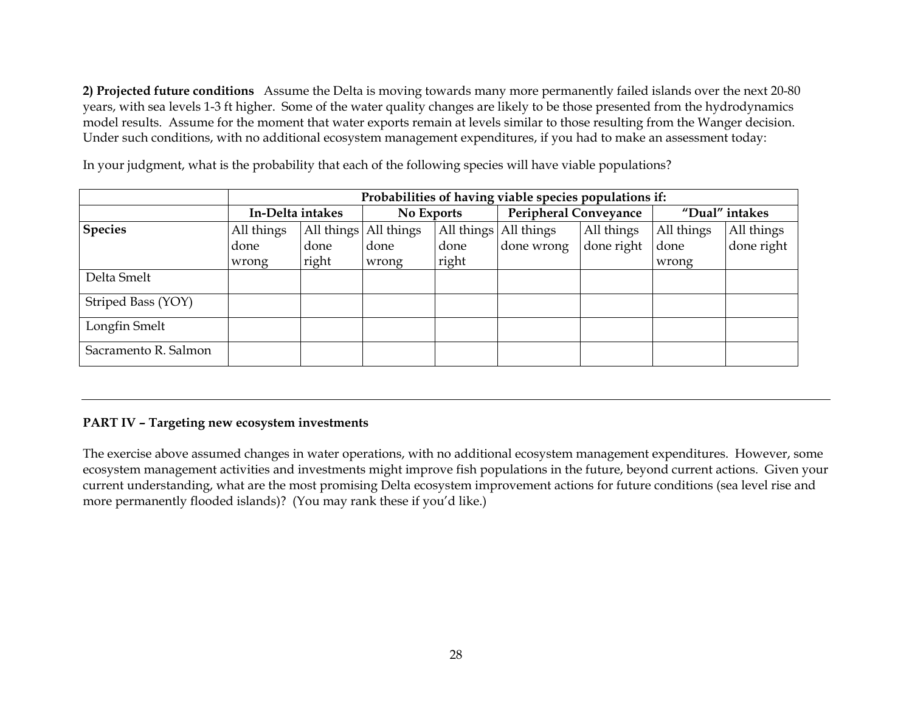**2) Projected future conditions** Assume the Delta is moving towards many more permanently failed islands over the next 20-80 years, with sea levels 1-3 ft higher. Some of the water quality changes are likely to be those presented from the hydrodynamics model results. Assume for the moment that water exports remain at levels similar to those resulting from the Wanger decision. Under such conditions, with no additional ecosystem management expenditures, if you had to make an assessment today:

In your judgment, what is the probability that each of the following species will have viable populations?

| | **Probabilities of having viable species populations if:** | | | | | | | |
|---|---|---|---|---|---|---|---|---|
| | **In-Delta intakes** | | **No Exports** | | **Peripheral Conveyance** | | **"Dual" intakes** | |
| **Species** | All things done wrong | All things done right | All things done wrong | All things done right | All things done wrong | All things done right | All things done wrong | All things done right |
| Delta Smelt | | | | | | | | |
| Striped Bass (YOY) | | | | | | | | |
| Longfin Smelt | | | | | | | | |
| Sacramento R. Salmon | | | | | | | | |

---

**PART IV – Targeting new ecosystem investments**

The exercise above assumed changes in water operations, with no additional ecosystem management expenditures. However, some ecosystem management activities and investments might improve fish populations in the future, beyond current actions. Given your current understanding, what are the most promising Delta ecosystem improvement actions for future conditions (sea level rise and more permanently flooded islands)? (You may rank these if you'd like.)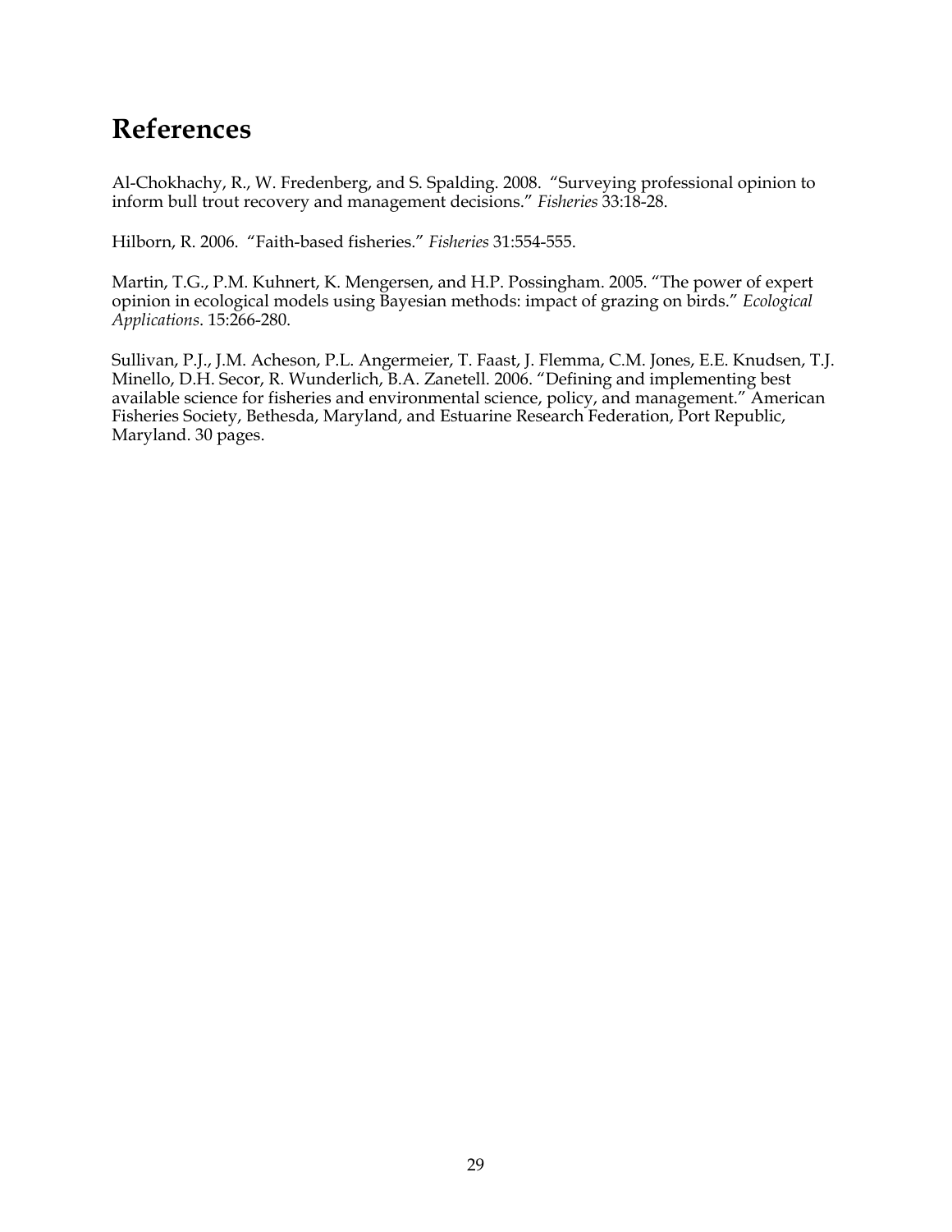# References

Al-Chokhachy, R., W. Fredenberg, and S. Spalding. 2008. "Surveying professional opinion to inform bull trout recovery and management decisions." *Fisheries* 33:18-28.

Hilborn, R. 2006. "Faith-based fisheries." *Fisheries* 31:554-555.

Martin, T.G., P.M. Kuhnert, K. Mengersen, and H.P. Possingham. 2005. "The power of expert opinion in ecological models using Bayesian methods: impact of grazing on birds." *Ecological Applications*. 15:266-280.

Sullivan, P.J., J.M. Acheson, P.L. Angermeier, T. Faast, J. Flemma, C.M. Jones, E.E. Knudsen, T.J. Minello, D.H. Secor, R. Wunderlich, B.A. Zanetell. 2006. "Defining and implementing best available science for fisheries and environmental science, policy, and management." American Fisheries Society, Bethesda, Maryland, and Estuarine Research Federation, Port Republic, Maryland. 30 pages.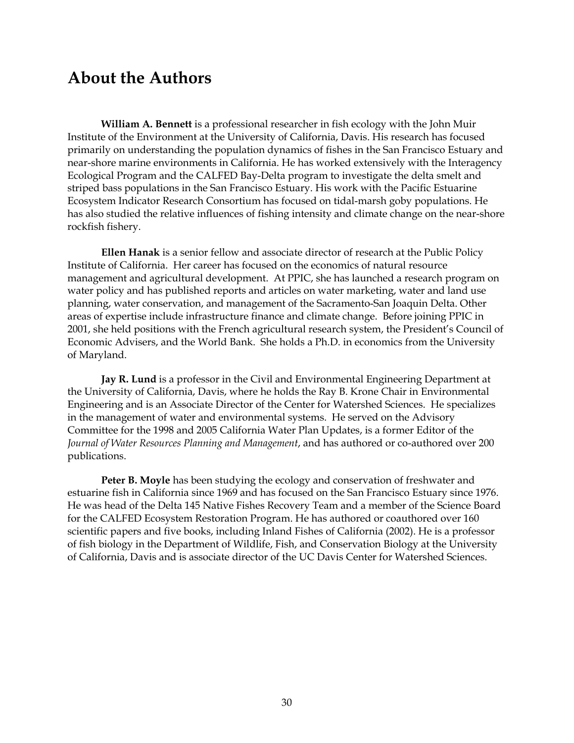## About the Authors

**William A. Bennett** is a professional researcher in fish ecology with the John Muir Institute of the Environment at the University of California, Davis. His research has focused primarily on understanding the population dynamics of fishes in the San Francisco Estuary and near-shore marine environments in California. He has worked extensively with the Interagency Ecological Program and the CALFED Bay-Delta program to investigate the delta smelt and striped bass populations in the San Francisco Estuary. His work with the Pacific Estuarine Ecosystem Indicator Research Consortium has focused on tidal-marsh goby populations. He has also studied the relative influences of fishing intensity and climate change on the near-shore rockfish fishery.

**Ellen Hanak** is a senior fellow and associate director of research at the Public Policy Institute of California. Her career has focused on the economics of natural resource management and agricultural development. At PPIC, she has launched a research program on water policy and has published reports and articles on water marketing, water and land use planning, water conservation, and management of the Sacramento-San Joaquin Delta. Other areas of expertise include infrastructure finance and climate change. Before joining PPIC in 2001, she held positions with the French agricultural research system, the President's Council of Economic Advisers, and the World Bank. She holds a Ph.D. in economics from the University of Maryland.

**Jay R. Lund** is a professor in the Civil and Environmental Engineering Department at the University of California, Davis, where he holds the Ray B. Krone Chair in Environmental Engineering and is an Associate Director of the Center for Watershed Sciences. He specializes in the management of water and environmental systems. He served on the Advisory Committee for the 1998 and 2005 California Water Plan Updates, is a former Editor of the *Journal of Water Resources Planning and Management*, and has authored or co-authored over 200 publications.

**Peter B. Moyle** has been studying the ecology and conservation of freshwater and estuarine fish in California since 1969 and has focused on the San Francisco Estuary since 1976. He was head of the Delta 145 Native Fishes Recovery Team and a member of the Science Board for the CALFED Ecosystem Restoration Program. He has authored or coauthored over 160 scientific papers and five books, including Inland Fishes of California (2002). He is a professor of fish biology in the Department of Wildlife, Fish, and Conservation Biology at the University of California, Davis and is associate director of the UC Davis Center for Watershed Sciences.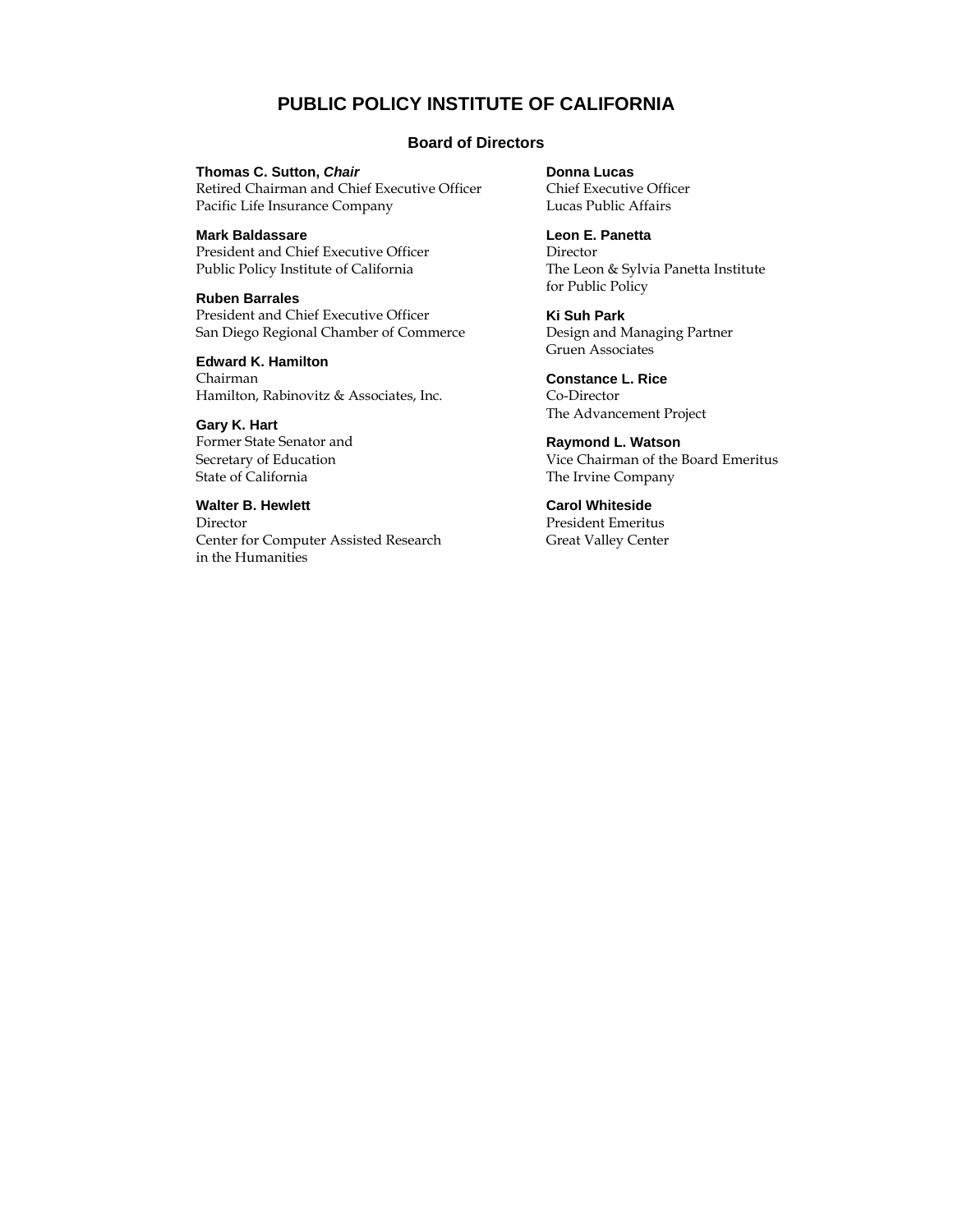# PUBLIC POLICY INSTITUTE OF CALIFORNIA

## Board of Directors

**Thomas C. Sutton, *Chair***
Retired Chairman and Chief Executive Officer
Pacific Life Insurance Company

**Mark Baldassare**
President and Chief Executive Officer
Public Policy Institute of California

**Ruben Barrales**
President and Chief Executive Officer
San Diego Regional Chamber of Commerce

**Edward K. Hamilton**
Chairman
Hamilton, Rabinovitz & Associates, Inc.

**Gary K. Hart**
Former State Senator and
Secretary of Education
State of California

**Walter B. Hewlett**
Director
Center for Computer Assisted Research
in the Humanities

**Donna Lucas**
Chief Executive Officer
Lucas Public Affairs

**Leon E. Panetta**
Director
The Leon & Sylvia Panetta Institute
for Public Policy

**Ki Suh Park**
Design and Managing Partner
Gruen Associates

**Constance L. Rice**
Co-Director
The Advancement Project

**Raymond L. Watson**
Vice Chairman of the Board Emeritus
The Irvine Company

**Carol Whiteside**
President Emeritus
Great Valley Center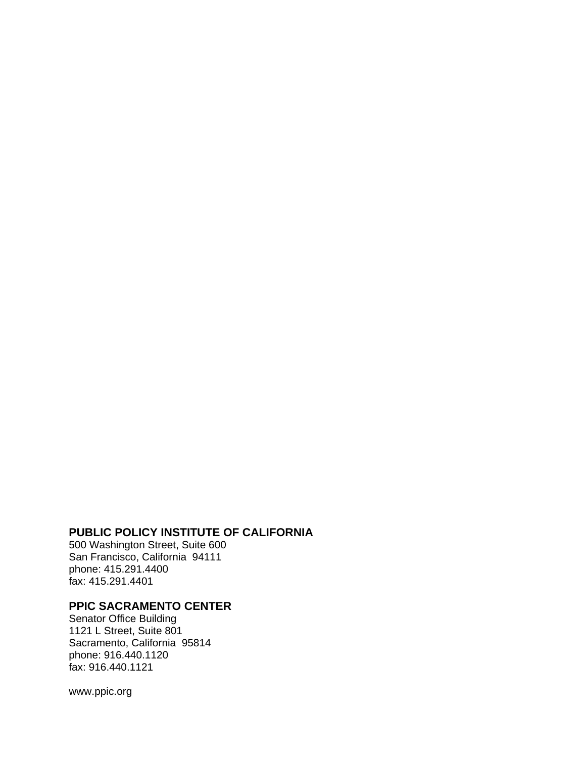**PUBLIC POLICY INSTITUTE OF CALIFORNIA**
500 Washington Street, Suite 600
San Francisco, California  94111
phone: 415.291.4400
fax: 415.291.4401

**PPIC SACRAMENTO CENTER**
Senator Office Building
1121 L Street, Suite 801
Sacramento, California  95814
phone: 916.440.1120
fax: 916.440.1121

www.ppic.org